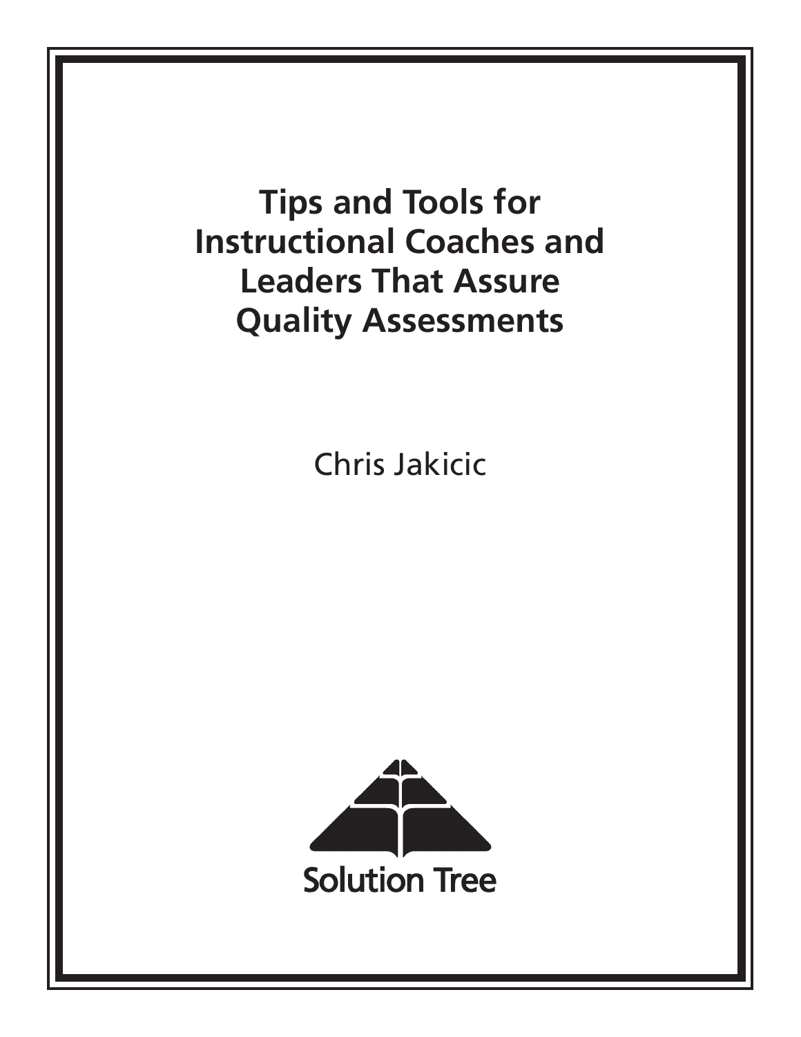# Tips and Tools for Instructional Coaches and Leaders That Assure Quality Assessments

Chris Jakicic

Solution Tree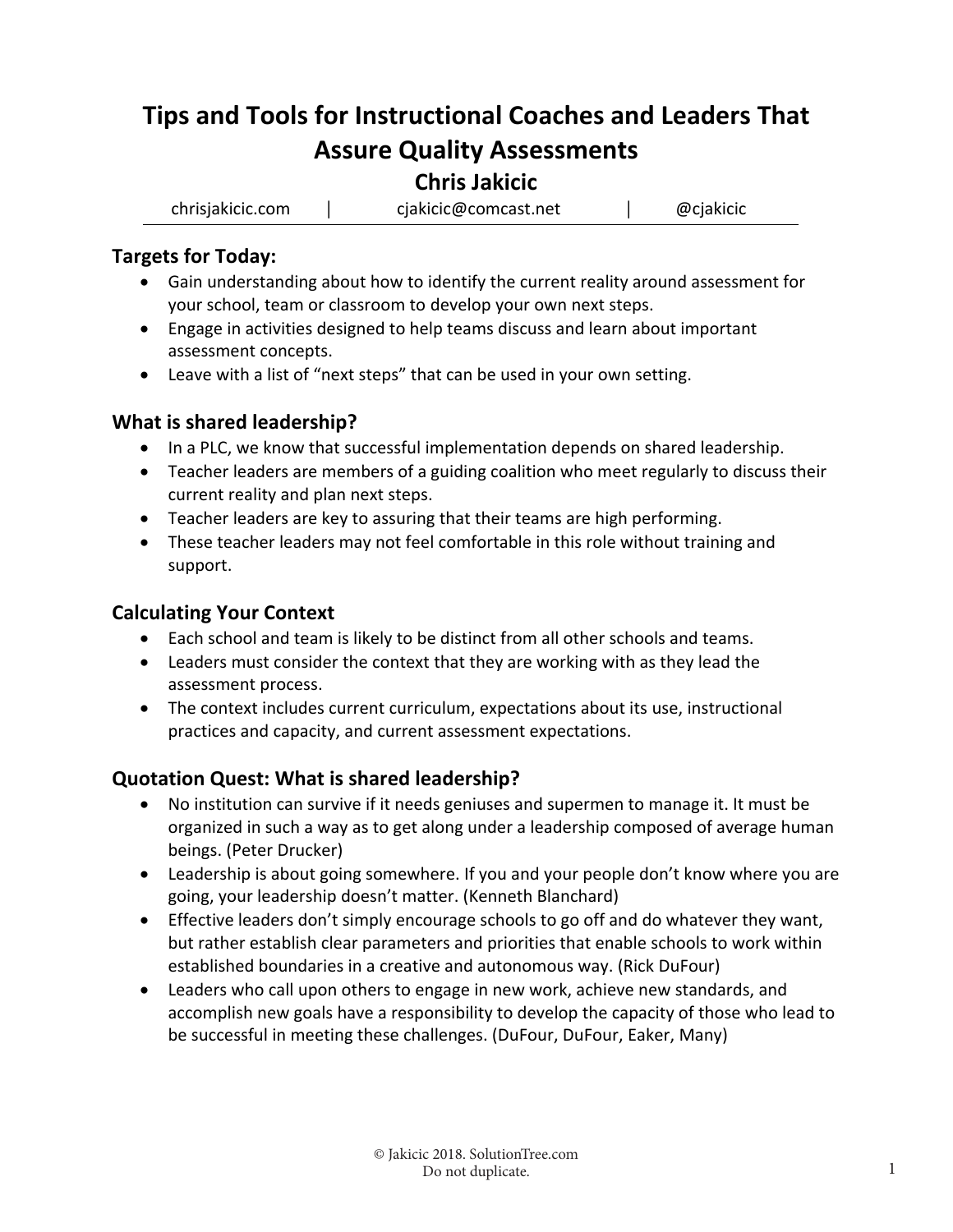# Tips and Tools for Instructional Coaches and Leaders That Assure Quality Assessments

## Chris Jakicic

chrisjakicic.com | cjakicic@comcast.net | @cjakicic

### Targets for Today:

- Gain understanding about how to identify the current reality around assessment for your school, team or classroom to develop your own next steps.
- Engage in activities designed to help teams discuss and learn about important assessment concepts.
- Leave with a list of "next steps" that can be used in your own setting.

### What is shared leadership?

- In a PLC, we know that successful implementation depends on shared leadership.
- Teacher leaders are members of a guiding coalition who meet regularly to discuss their current reality and plan next steps.
- Teacher leaders are key to assuring that their teams are high performing.
- These teacher leaders may not feel comfortable in this role without training and support.

### Calculating Your Context

- Each school and team is likely to be distinct from all other schools and teams.
- Leaders must consider the context that they are working with as they lead the assessment process.
- The context includes current curriculum, expectations about its use, instructional practices and capacity, and current assessment expectations.

### Quotation Quest: What is shared leadership?

- No institution can survive if it needs geniuses and supermen to manage it. It must be organized in such a way as to get along under a leadership composed of average human beings. (Peter Drucker)
- Leadership is about going somewhere. If you and your people don't know where you are going, your leadership doesn't matter. (Kenneth Blanchard)
- Effective leaders don't simply encourage schools to go off and do whatever they want, but rather establish clear parameters and priorities that enable schools to work within established boundaries in a creative and autonomous way. (Rick DuFour)
- Leaders who call upon others to engage in new work, achieve new standards, and accomplish new goals have a responsibility to develop the capacity of those who lead to be successful in meeting these challenges. (DuFour, DuFour, Eaker, Many)

© Jakicic 2018. SolutionTree.com
Do not duplicate.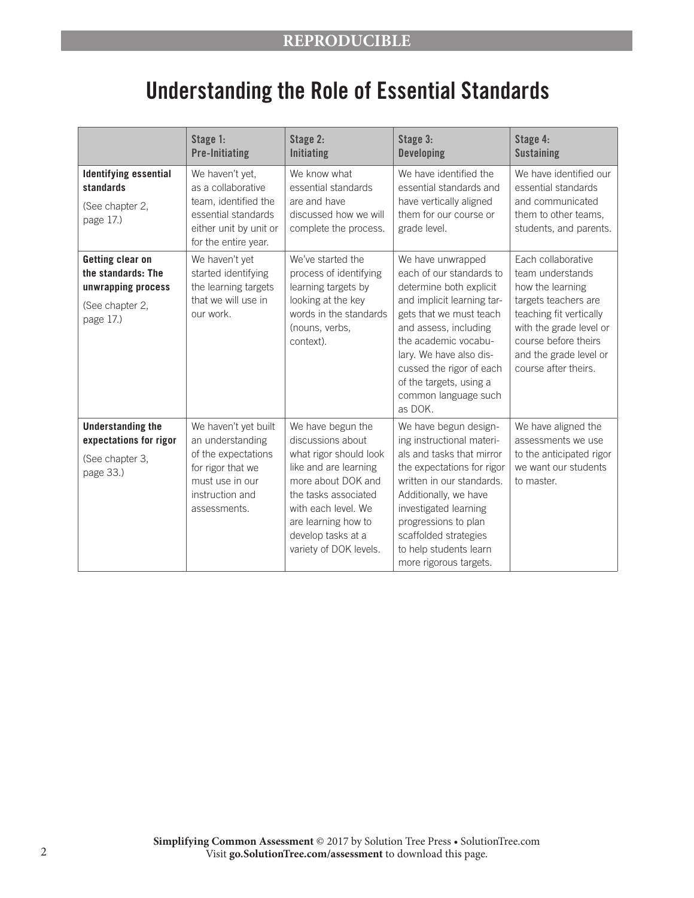**REPRODUCIBLE**

# Understanding the Role of Essential Standards

| | Stage 1: Pre-Initiating | Stage 2: Initiating | Stage 3: Developing | Stage 4: Sustaining |
|---|---|---|---|---|
| **Identifying essential standards** (See chapter 2, page 17.) | We haven't yet, as a collaborative team, identified the essential standards either unit by unit or for the entire year. | We know what essential standards are and have discussed how we will complete the process. | We have identified the essential standards and have vertically aligned them for our course or grade level. | We have identified our essential standards and communicated them to other teams, students, and parents. |
| **Getting clear on the standards: The unwrapping process** (See chapter 2, page 17.) | We haven't yet started identifying the learning targets that we will use in our work. | We've started the process of identifying learning targets by looking at the key words in the standards (nouns, verbs, context). | We have unwrapped each of our standards to determine both explicit and implicit learning targets that we must teach and assess, including the academic vocabulary. We have also discussed the rigor of each of the targets, using a common language such as DOK. | Each collaborative team understands how the learning targets teachers are teaching fit vertically with the grade level or course before theirs and the grade level or course after theirs. |
| **Understanding the expectations for rigor** (See chapter 3, page 33.) | We haven't yet built an understanding of the expectations for rigor that we must use in our instruction and assessments. | We have begun the discussions about what rigor should look like and are learning more about DOK and the tasks associated with each level. We are learning how to develop tasks at a variety of DOK levels. | We have begun designing instructional materials and tasks that mirror the expectations for rigor written in our standards. Additionally, we have investigated learning progressions to plan scaffolded strategies to help students learn more rigorous targets. | We have aligned the assessments we use to the anticipated rigor we want our students to master. |

**Simplifying Common Assessment** © 2017 by Solution Tree Press • SolutionTree.com
Visit **go.SolutionTree.com/assessment** to download this page.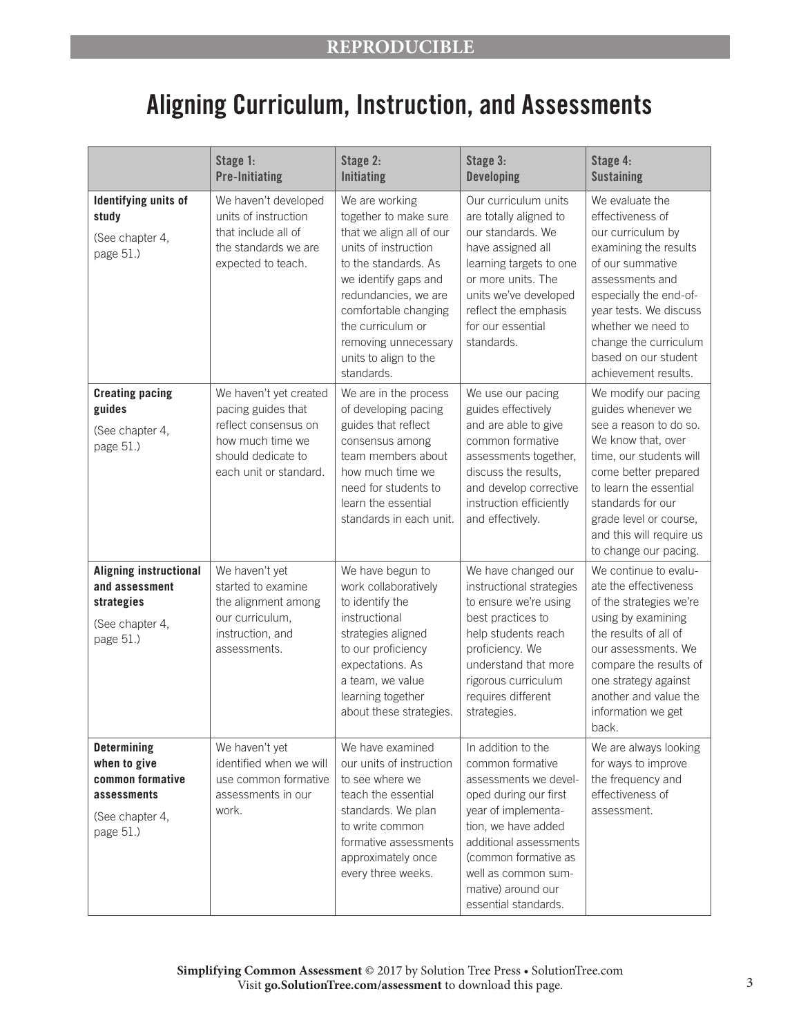**REPRODUCIBLE**

# Aligning Curriculum, Instruction, and Assessments

| | Stage 1: Pre-Initiating | Stage 2: Initiating | Stage 3: Developing | Stage 4: Sustaining |
|---|---|---|---|---|
| **Identifying units of study** (See chapter 4, page 51.) | We haven't developed units of instruction that include all of the standards we are expected to teach. | We are working together to make sure that we align all of our units of instruction to the standards. As we identify gaps and redundancies, we are comfortable changing the curriculum or removing unnecessary units to align to the standards. | Our curriculum units are totally aligned to our standards. We have assigned all learning targets to one or more units. The units we've developed reflect the emphasis for our essential standards. | We evaluate the effectiveness of our curriculum by examining the results of our summative assessments and especially the end-of-year tests. We discuss whether we need to change the curriculum based on our student achievement results. |
| **Creating pacing guides** (See chapter 4, page 51.) | We haven't yet created pacing guides that reflect consensus on how much time we should dedicate to each unit or standard. | We are in the process of developing pacing guides that reflect consensus among team members about how much time we need for students to learn the essential standards in each unit. | We use our pacing guides effectively and are able to give common formative assessments together, discuss the results, and develop corrective instruction efficiently and effectively. | We modify our pacing guides whenever we see a reason to do so. We know that, over time, our students will come better prepared to learn the essential standards for our grade level or course, and this will require us to change our pacing. |
| **Aligning instructional and assessment strategies** (See chapter 4, page 51.) | We haven't yet started to examine the alignment among our curriculum, instruction, and assessments. | We have begun to work collaboratively to identify the instructional strategies aligned to our proficiency expectations. As a team, we value learning together about these strategies. | We have changed our instructional strategies to ensure we're using best practices to help students reach proficiency. We understand that more rigorous curriculum requires different strategies. | We continue to evaluate the effectiveness of the strategies we're using by examining the results of all of our assessments. We compare the results of one strategy against another and value the information we get back. |
| **Determining when to give common formative assessments** (See chapter 4, page 51.) | We haven't yet identified when we will use common formative assessments in our work. | We have examined our units of instruction to see where we teach the essential standards. We plan to write common formative assessments approximately once every three weeks. | In addition to the common formative assessments we developed during our first year of implementation, we have added additional assessments (common formative as well as common summative) around our essential standards. | We are always looking for ways to improve the frequency and effectiveness of assessment. |

**Simplifying Common Assessment** © 2017 by Solution Tree Press • SolutionTree.com
Visit **go.SolutionTree.com/assessment** to download this page.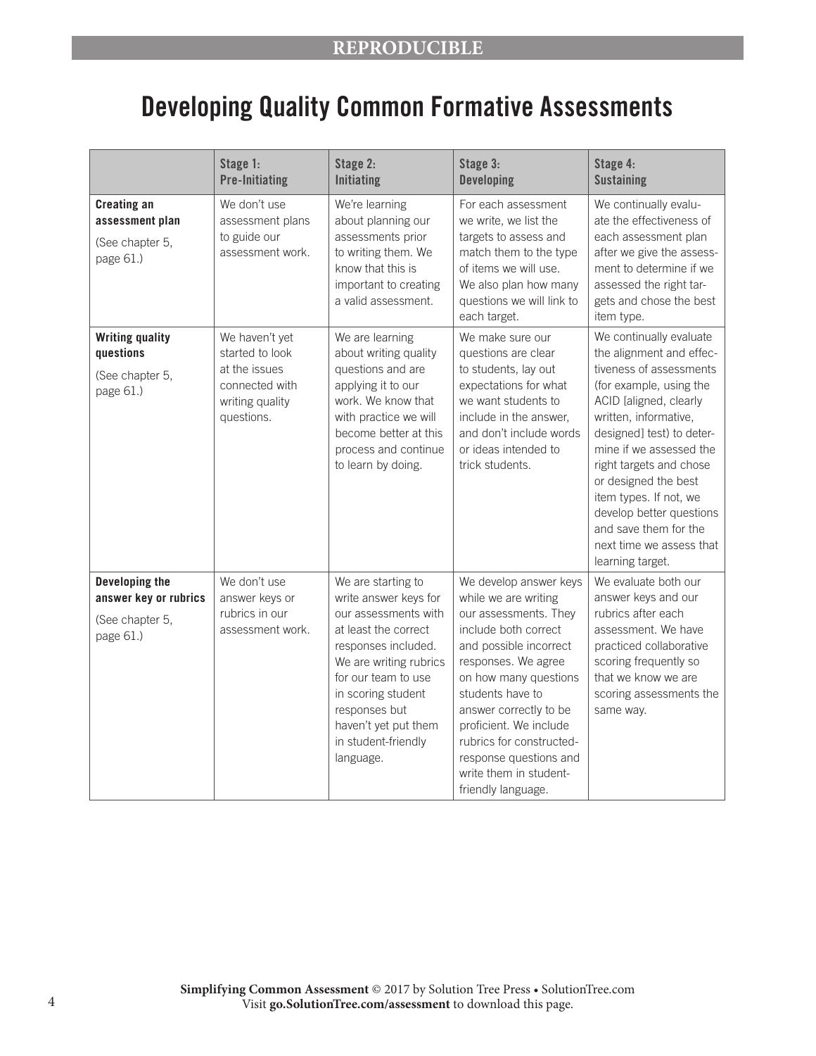REPRODUCIBLE

# Developing Quality Common Formative Assessments

| | Stage 1: Pre-Initiating | Stage 2: Initiating | Stage 3: Developing | Stage 4: Sustaining |
|---|---|---|---|---|
| **Creating an assessment plan** (See chapter 5, page 61.) | We don't use assessment plans to guide our assessment work. | We're learning about planning our assessments prior to writing them. We know that this is important to creating a valid assessment. | For each assessment we write, we list the targets to assess and match them to the type of items we will use. We also plan how many questions we will link to each target. | We continually evaluate the effectiveness of each assessment plan after we give the assessment to determine if we assessed the right targets and chose the best item type. |
| **Writing quality questions** (See chapter 5, page 61.) | We haven't yet started to look at the issues connected with writing quality questions. | We are learning about writing quality questions and are applying it to our work. We know that with practice we will become better at this process and continue to learn by doing. | We make sure our questions are clear to students, lay out expectations for what we want students to include in the answer, and don't include words or ideas intended to trick students. | We continually evaluate the alignment and effectiveness of assessments (for example, using the ACID [aligned, clearly written, informative, designed] test) to determine if we assessed the right targets and chose or designed the best item types. If not, we develop better questions and save them for the next time we assess that learning target. |
| **Developing the answer key or rubrics** (See chapter 5, page 61.) | We don't use answer keys or rubrics in our assessment work. | We are starting to write answer keys for our assessments with at least the correct responses included. We are writing rubrics for our team to use in scoring student responses but haven't yet put them in student-friendly language. | We develop answer keys while we are writing our assessments. They include both correct and possible incorrect responses. We agree on how many questions students have to answer correctly to be proficient. We include rubrics for constructed-response questions and write them in student-friendly language. | We evaluate both our answer keys and our rubrics after each assessment. We have practiced collaborative scoring frequently so that we know we are scoring assessments the same way. |

**Simplifying Common Assessment** © 2017 by Solution Tree Press • SolutionTree.com
Visit **go.SolutionTree.com/assessment** to download this page.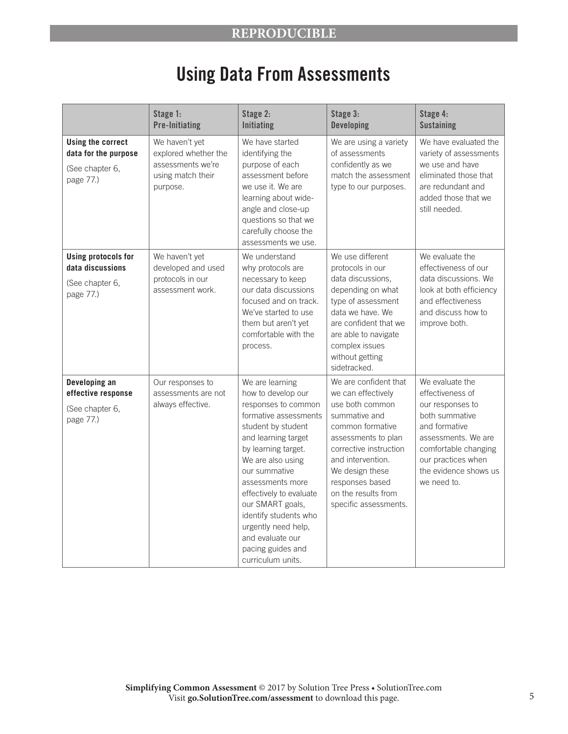REPRODUCIBLE

# Using Data From Assessments

| | Stage 1: Pre-Initiating | Stage 2: Initiating | Stage 3: Developing | Stage 4: Sustaining |
|---|---|---|---|---|
| **Using the correct data for the purpose** (See chapter 6, page 77.) | We haven't yet explored whether the assessments we're using match their purpose. | We have started identifying the purpose of each assessment before we use it. We are learning about wide-angle and close-up questions so that we carefully choose the assessments we use. | We are using a variety of assessments confidently as we match the assessment type to our purposes. | We have evaluated the variety of assessments we use and have eliminated those that are redundant and added those that we still needed. |
| **Using protocols for data discussions** (See chapter 6, page 77.) | We haven't yet developed and used protocols in our assessment work. | We understand why protocols are necessary to keep our data discussions focused and on track. We've started to use them but aren't yet comfortable with the process. | We use different protocols in our data discussions, depending on what type of assessment data we have. We are confident that we are able to navigate complex issues without getting sidetracked. | We evaluate the effectiveness of our data discussions. We look at both efficiency and effectiveness and discuss how to improve both. |
| **Developing an effective response** (See chapter 6, page 77.) | Our responses to assessments are not always effective. | We are learning how to develop our responses to common formative assessments student by student and learning target by learning target. We are also using our summative assessments more effectively to evaluate our SMART goals, identify students who urgently need help, and evaluate our pacing guides and curriculum units. | We are confident that we can effectively use both common summative and common formative assessments to plan corrective instruction and intervention. We design these responses based on the results from specific assessments. | We evaluate the effectiveness of our responses to both summative and formative assessments. We are comfortable changing our practices when the evidence shows us we need to. |

**Simplifying Common Assessment** © 2017 by Solution Tree Press • SolutionTree.com
Visit **go.SolutionTree.com/assessment** to download this page.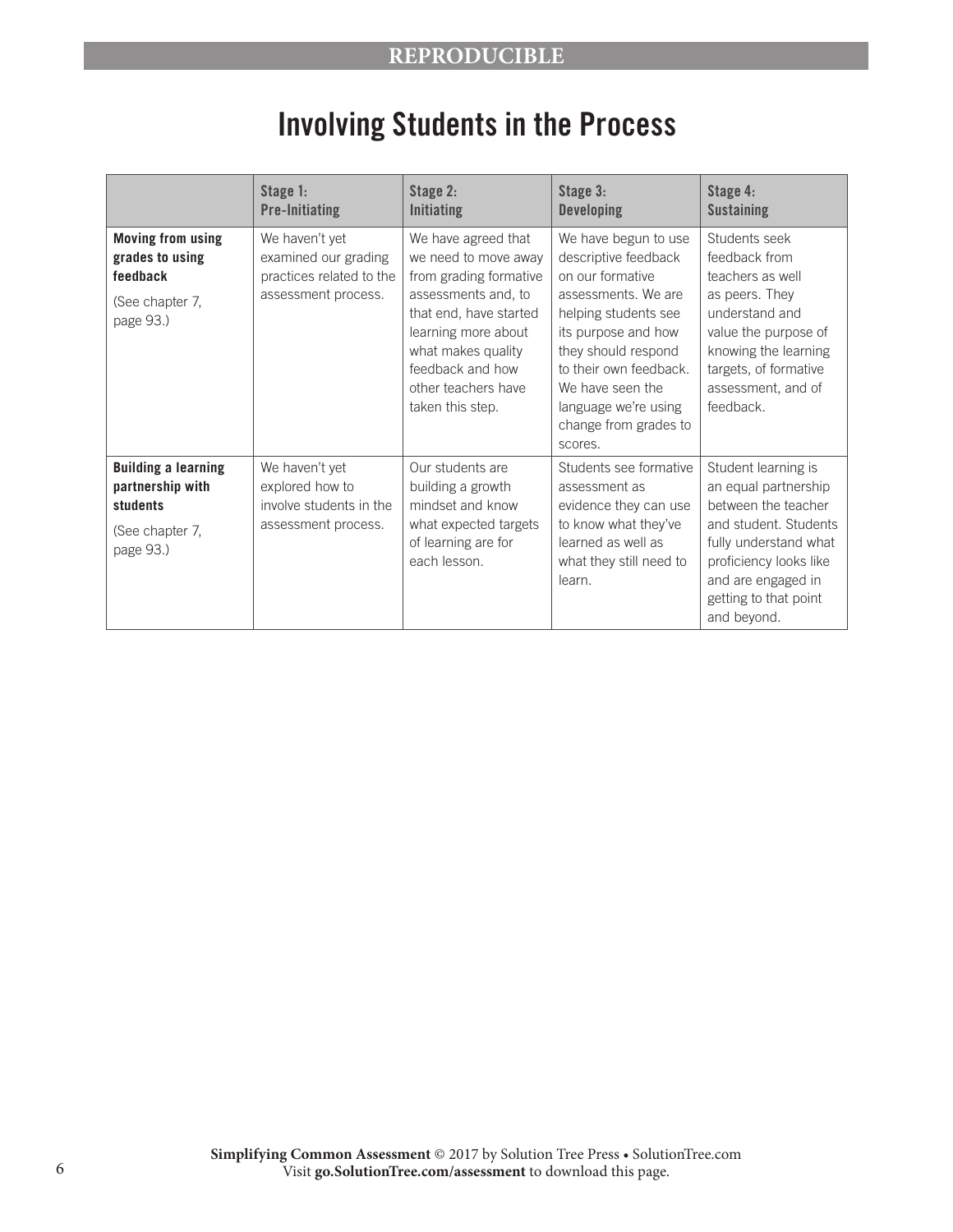REPRODUCIBLE

# Involving Students in the Process

| | Stage 1: Pre-Initiating | Stage 2: Initiating | Stage 3: Developing | Stage 4: Sustaining |
|---|---|---|---|---|
| **Moving from using grades to using feedback** (See chapter 7, page 93.) | We haven't yet examined our grading practices related to the assessment process. | We have agreed that we need to move away from grading formative assessments and, to that end, have started learning more about what makes quality feedback and how other teachers have taken this step. | We have begun to use descriptive feedback on our formative assessments. We are helping students see its purpose and how they should respond to their own feedback. We have seen the language we're using change from grades to scores. | Students seek feedback from teachers as well as peers. They understand and value the purpose of knowing the learning targets, of formative assessment, and of feedback. |
| **Building a learning partnership with students** (See chapter 7, page 93.) | We haven't yet explored how to involve students in the assessment process. | Our students are building a growth mindset and know what expected targets of learning are for each lesson. | Students see formative assessment as evidence they can use to know what they've learned as well as what they still need to learn. | Student learning is an equal partnership between the teacher and student. Students fully understand what proficiency looks like and are engaged in getting to that point and beyond. |

**Simplifying Common Assessment** © 2017 by Solution Tree Press • SolutionTree.com
Visit **go.SolutionTree.com/assessment** to download this page.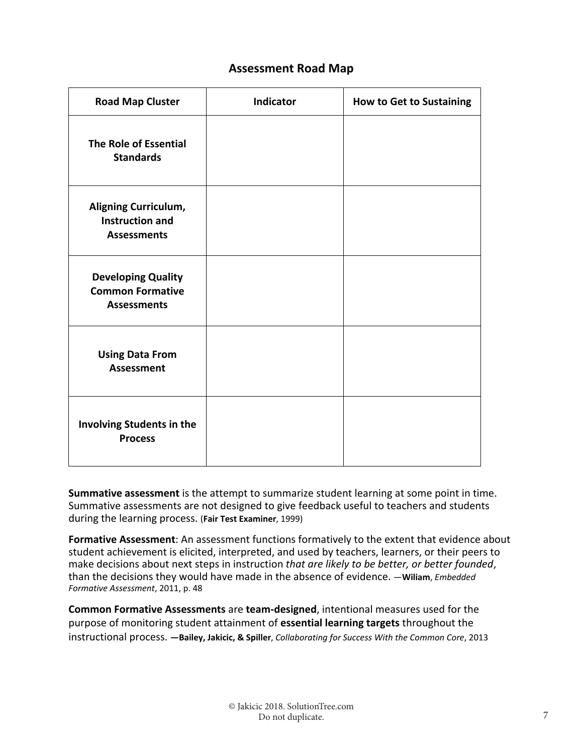## Assessment Road Map

| Road Map Cluster | Indicator | How to Get to Sustaining |
|---|---|---|
| **The Role of Essential Standards** | | |
| **Aligning Curriculum, Instruction and Assessments** | | |
| **Developing Quality Common Formative Assessments** | | |
| **Using Data From Assessment** | | |
| **Involving Students in the Process** | | |

**Summative assessment** is the attempt to summarize student learning at some point in time. Summative assessments are not designed to give feedback useful to teachers and students during the learning process. (**Fair Test Examiner**, 1999)

**Formative Assessment**: An assessment functions formatively to the extent that evidence about student achievement is elicited, interpreted, and used by teachers, learners, or their peers to make decisions about next steps in instruction *that are likely to be better, or better founded*, than the decisions they would have made in the absence of evidence. —**Wiliam**, *Embedded Formative Assessment*, 2011, p. 48

**Common Formative Assessments** are **team-designed**, intentional measures used for the purpose of monitoring student attainment of **essential learning targets** throughout the instructional process. **—Bailey, Jakicic, & Spiller**, *Collaborating for Success With the Common Core*, 2013

© Jakicic 2018. SolutionTree.com
Do not duplicate.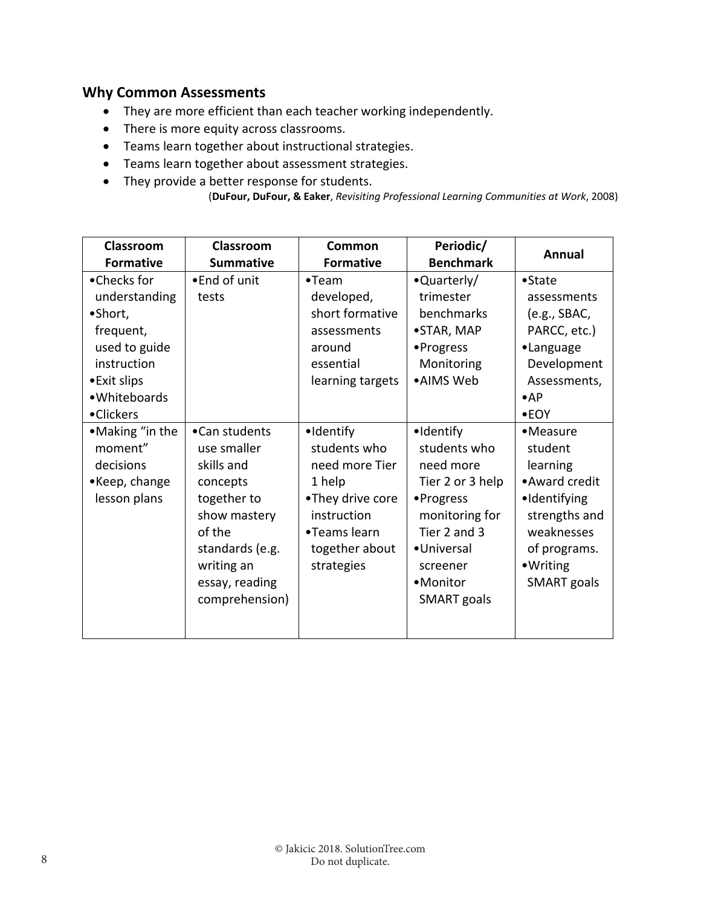## Why Common Assessments

- They are more efficient than each teacher working independently.
- There is more equity across classrooms.
- Teams learn together about instructional strategies.
- Teams learn together about assessment strategies.
- They provide a better response for students.

(**DuFour, DuFour, & Eaker**, *Revisiting Professional Learning Communities at Work*, 2008)

| Classroom Formative | Classroom Summative | Common Formative | Periodic/ Benchmark | Annual |
|---|---|---|---|---|
| •Checks for understanding<br>•Short, frequent, used to guide instruction<br>•Exit slips<br>•Whiteboards<br>•Clickers | •End of unit tests | •Team developed, short formative assessments around essential learning targets | •Quarterly/ trimester benchmarks<br>•STAR, MAP<br>•Progress Monitoring<br>•AIMS Web | •State assessments (e.g., SBAC, PARCC, etc.)<br>•Language Development Assessments,<br>•AP<br>•EOY |
| •Making "in the moment" decisions<br>•Keep, change lesson plans | •Can students use smaller skills and concepts together to show mastery of the standards (e.g. writing an essay, reading comprehension) | •Identify students who need more Tier 1 help<br>•They drive core instruction<br>•Teams learn together about strategies | •Identify students who need more Tier 2 or 3 help<br>•Progress monitoring for Tier 2 and 3<br>•Universal screener<br>•Monitor SMART goals | •Measure student learning<br>•Award credit<br>•Identifying strengths and weaknesses of programs.<br>•Writing SMART goals |

© Jakicic 2018. SolutionTree.com
Do not duplicate.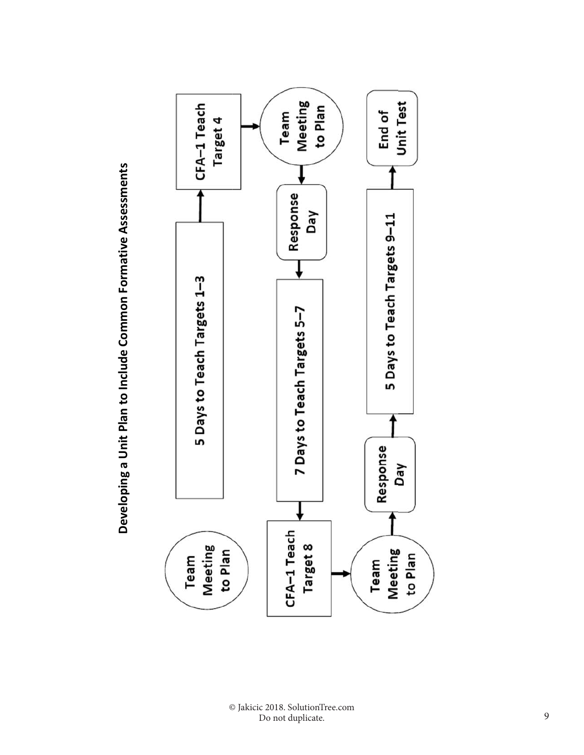## Developing a Unit Plan to Include Common Formative Assessments

Team Meeting to Plan

5 Days to Teach Targets 1–3

CFA–1 Teach Target 4

Team Meeting to Plan

Response Day

7 Days to Teach Targets 5–7

CFA–1 Teach Target 8

Team Meeting to Plan

Response Day

5 Days to Teach Targets 9–11

End of Unit Test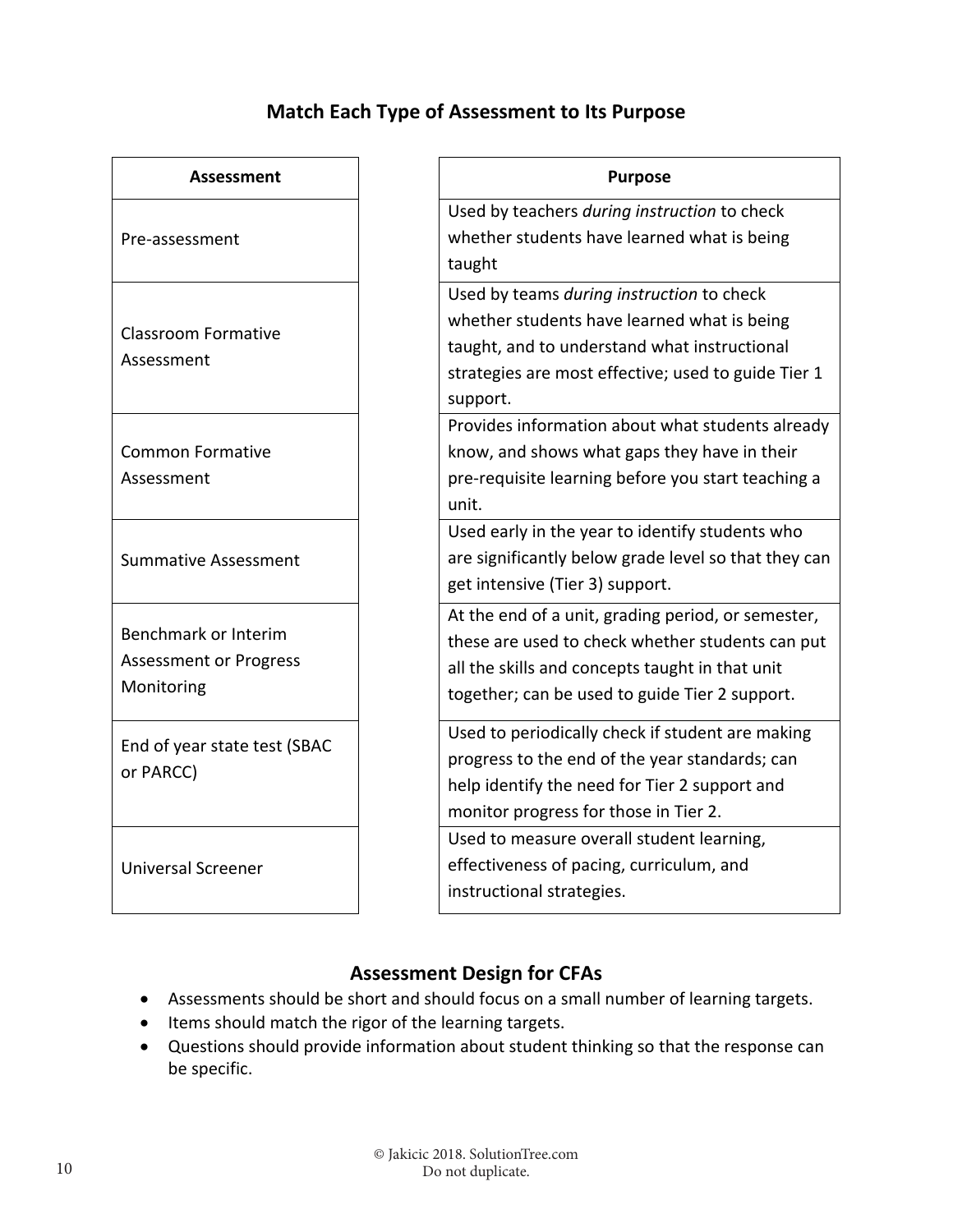## Match Each Type of Assessment to Its Purpose

| Assessment |
| --- |
| Pre-assessment |
| Classroom Formative Assessment |
| Common Formative Assessment |
| Summative Assessment |
| Benchmark or Interim Assessment or Progress Monitoring |
| End of year state test (SBAC or PARCC) |
| Universal Screener |

| Purpose |
| --- |
| Used by teachers *during instruction* to check whether students have learned what is being taught |
| Used by teams *during instruction* to check whether students have learned what is being taught, and to understand what instructional strategies are most effective; used to guide Tier 1 support. |
| Provides information about what students already know, and shows what gaps they have in their pre-requisite learning before you start teaching a unit. |
| Used early in the year to identify students who are significantly below grade level so that they can get intensive (Tier 3) support. |
| At the end of a unit, grading period, or semester, these are used to check whether students can put all the skills and concepts taught in that unit together; can be used to guide Tier 2 support. |
| Used to periodically check if student are making progress to the end of the year standards; can help identify the need for Tier 2 support and monitor progress for those in Tier 2. |
| Used to measure overall student learning, effectiveness of pacing, curriculum, and instructional strategies. |

## Assessment Design for CFAs

- Assessments should be short and should focus on a small number of learning targets.
- Items should match the rigor of the learning targets.
- Questions should provide information about student thinking so that the response can be specific.

© Jakicic 2018. SolutionTree.com
Do not duplicate.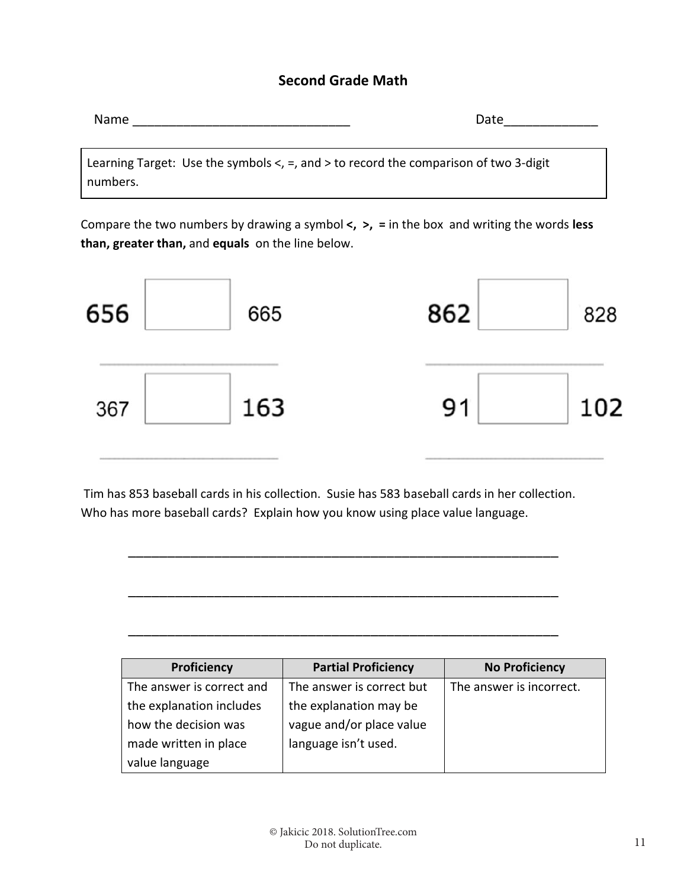## Second Grade Math

Name ______________________________ Date_____________

> Learning Target: Use the symbols <, =, and > to record the comparison of two 3-digit numbers.

Compare the two numbers by drawing a symbol **<, >, =** in the box and writing the words **less than, greater than,** and **equals** on the line below.

656 ☐ 665

______________________

862 ☐ 828

______________________

367 ☐ 163

______________________

91 ☐ 102

______________________

Tim has 853 baseball cards in his collection. Susie has 583 baseball cards in her collection. Who has more baseball cards? Explain how you know using place value language.

______________________________________________________________

______________________________________________________________

______________________________________________________________

| Proficiency | Partial Proficiency | No Proficiency |
| --- | --- | --- |
| The answer is correct and the explanation includes how the decision was made written in place value language | The answer is correct but the explanation may be vague and/or place value language isn't used. | The answer is incorrect. |

© Jakicic 2018. SolutionTree.com
Do not duplicate.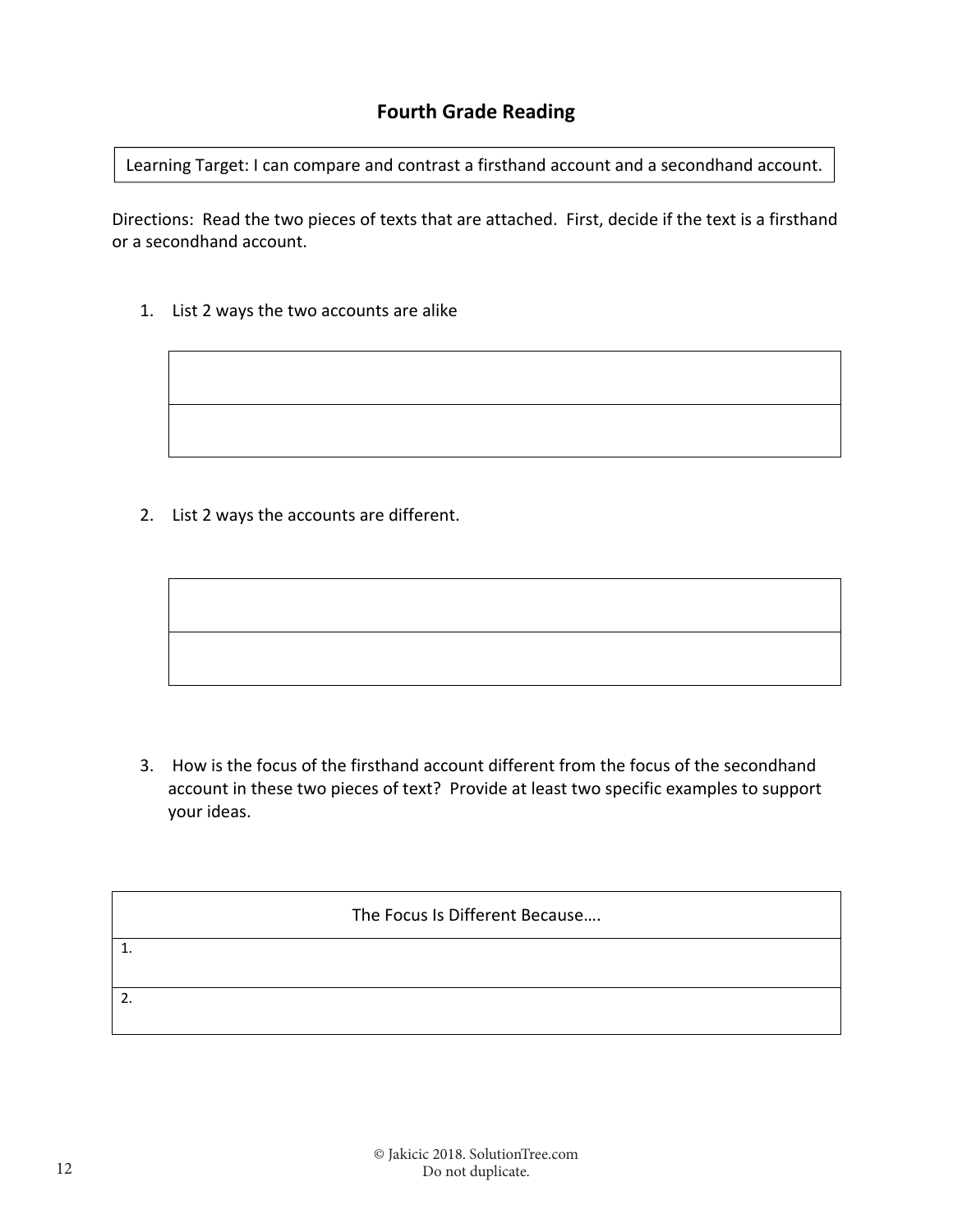# Fourth Grade Reading

Learning Target: I can compare and contrast a firsthand account and a secondhand account.

Directions: Read the two pieces of texts that are attached. First, decide if the text is a firsthand or a secondhand account.

1. List 2 ways the two accounts are alike

| |
|---|
| |

2. List 2 ways the accounts are different.

| |
|---|
| |

3. How is the focus of the firsthand account different from the focus of the secondhand account in these two pieces of text? Provide at least two specific examples to support your ideas.

| The Focus Is Different Because…. |
|---|
| 1. |
| 2. |

© Jakicic 2018. SolutionTree.com
Do not duplicate.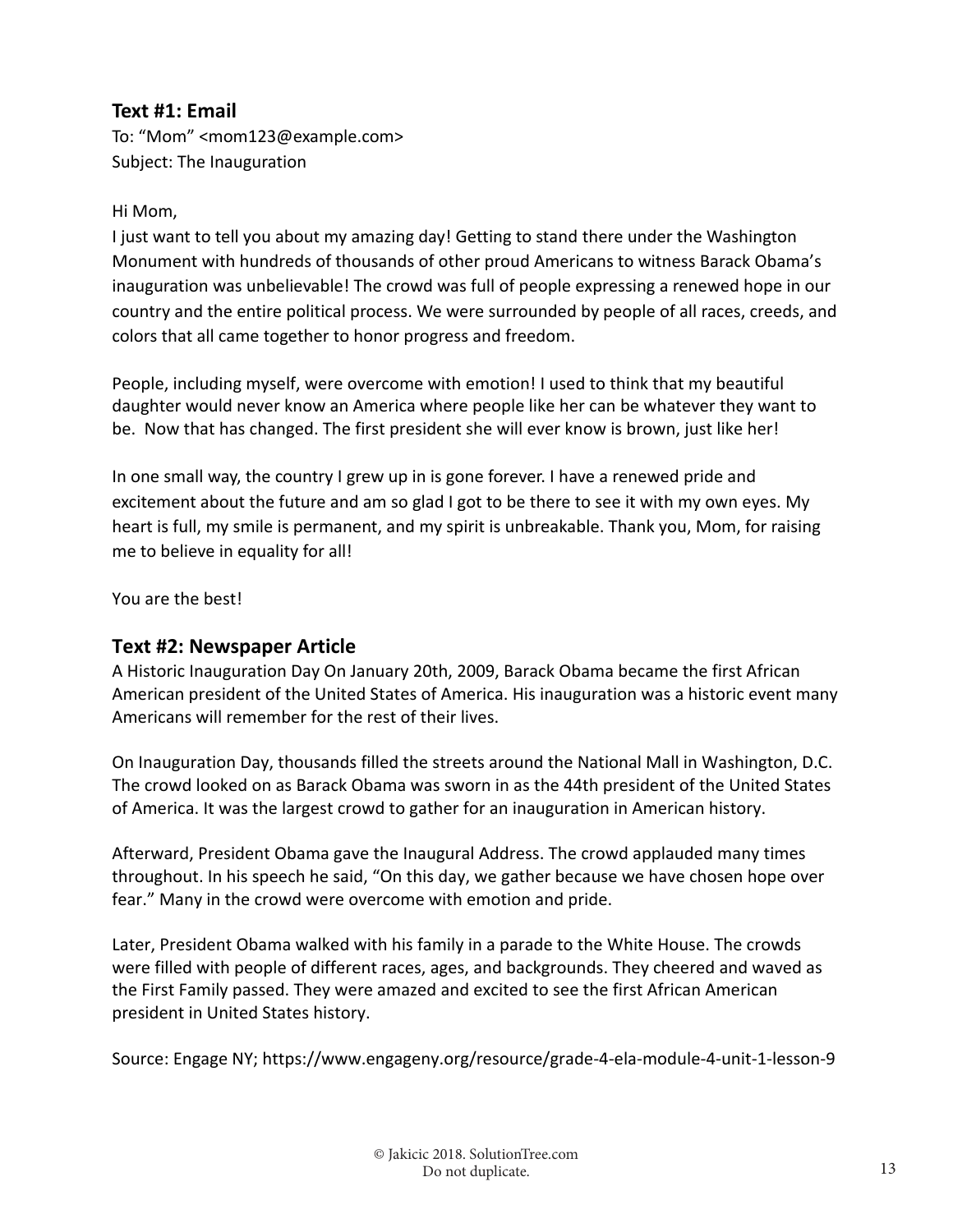### Text #1: Email

To: "Mom" <mom123@example.com>
Subject: The Inauguration

Hi Mom,

I just want to tell you about my amazing day! Getting to stand there under the Washington Monument with hundreds of thousands of other proud Americans to witness Barack Obama's inauguration was unbelievable! The crowd was full of people expressing a renewed hope in our country and the entire political process. We were surrounded by people of all races, creeds, and colors that all came together to honor progress and freedom.

People, including myself, were overcome with emotion! I used to think that my beautiful daughter would never know an America where people like her can be whatever they want to be. Now that has changed. The first president she will ever know is brown, just like her!

In one small way, the country I grew up in is gone forever. I have a renewed pride and excitement about the future and am so glad I got to be there to see it with my own eyes. My heart is full, my smile is permanent, and my spirit is unbreakable. Thank you, Mom, for raising me to believe in equality for all!

You are the best!

### Text #2: Newspaper Article

A Historic Inauguration Day On January 20th, 2009, Barack Obama became the first African American president of the United States of America. His inauguration was a historic event many Americans will remember for the rest of their lives.

On Inauguration Day, thousands filled the streets around the National Mall in Washington, D.C. The crowd looked on as Barack Obama was sworn in as the 44th president of the United States of America. It was the largest crowd to gather for an inauguration in American history.

Afterward, President Obama gave the Inaugural Address. The crowd applauded many times throughout. In his speech he said, "On this day, we gather because we have chosen hope over fear." Many in the crowd were overcome with emotion and pride.

Later, President Obama walked with his family in a parade to the White House. The crowds were filled with people of different races, ages, and backgrounds. They cheered and waved as the First Family passed. They were amazed and excited to see the first African American president in United States history.

Source: Engage NY; https://www.engageny.org/resource/grade-4-ela-module-4-unit-1-lesson-9

© Jakicic 2018. SolutionTree.com
Do not duplicate.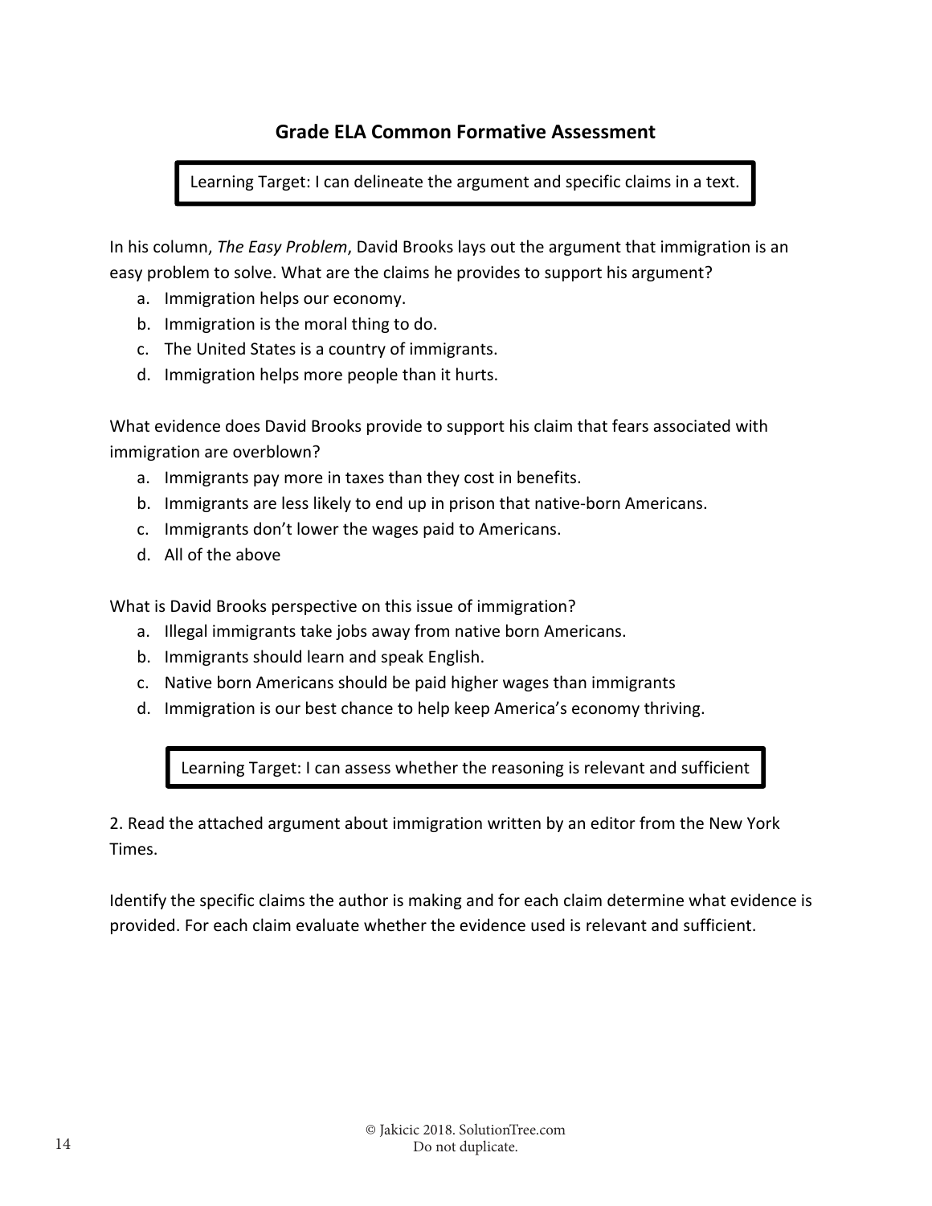## Grade ELA Common Formative Assessment

> Learning Target: I can delineate the argument and specific claims in a text.

In his column, *The Easy Problem*, David Brooks lays out the argument that immigration is an easy problem to solve. What are the claims he provides to support his argument?

a. Immigration helps our economy.
b. Immigration is the moral thing to do.
c. The United States is a country of immigrants.
d. Immigration helps more people than it hurts.

What evidence does David Brooks provide to support his claim that fears associated with immigration are overblown?

a. Immigrants pay more in taxes than they cost in benefits.
b. Immigrants are less likely to end up in prison that native-born Americans.
c. Immigrants don't lower the wages paid to Americans.
d. All of the above

What is David Brooks perspective on this issue of immigration?

a. Illegal immigrants take jobs away from native born Americans.
b. Immigrants should learn and speak English.
c. Native born Americans should be paid higher wages than immigrants
d. Immigration is our best chance to help keep America's economy thriving.

> Learning Target: I can assess whether the reasoning is relevant and sufficient

2. Read the attached argument about immigration written by an editor from the New York Times.

Identify the specific claims the author is making and for each claim determine what evidence is provided. For each claim evaluate whether the evidence used is relevant and sufficient.

© Jakicic 2018. SolutionTree.com
Do not duplicate.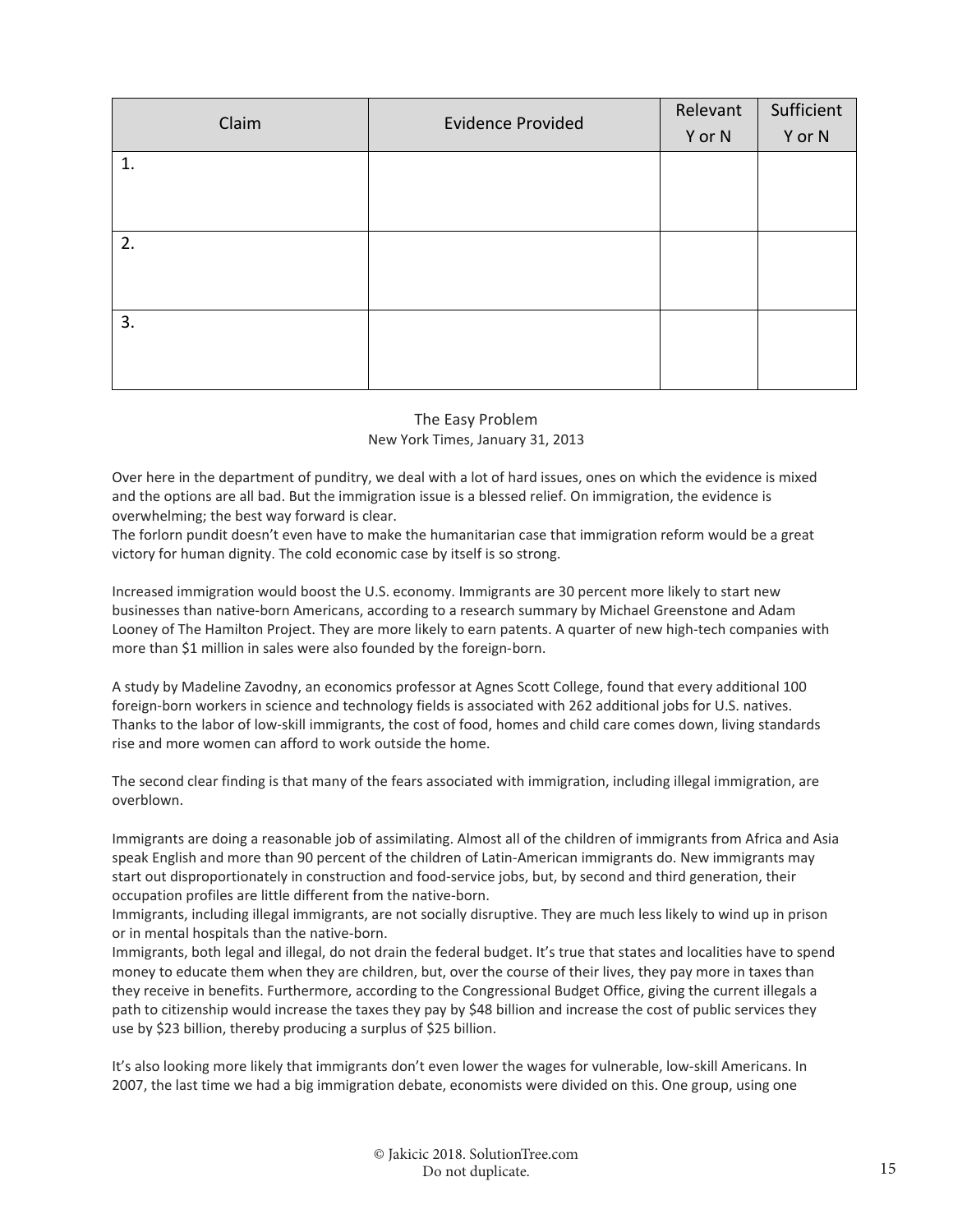| Claim | Evidence Provided | Relevant Y or N | Sufficient Y or N |
|---|---|---|---|
| 1. | | | |
| 2. | | | |
| 3. | | | |

The Easy Problem
New York Times, January 31, 2013

Over here in the department of punditry, we deal with a lot of hard issues, ones on which the evidence is mixed and the options are all bad. But the immigration issue is a blessed relief. On immigration, the evidence is overwhelming; the best way forward is clear.
The forlorn pundit doesn't even have to make the humanitarian case that immigration reform would be a great victory for human dignity. The cold economic case by itself is so strong.

Increased immigration would boost the U.S. economy. Immigrants are 30 percent more likely to start new businesses than native-born Americans, according to a research summary by Michael Greenstone and Adam Looney of The Hamilton Project. They are more likely to earn patents. A quarter of new high-tech companies with more than $1 million in sales were also founded by the foreign-born.

A study by Madeline Zavodny, an economics professor at Agnes Scott College, found that every additional 100 foreign-born workers in science and technology fields is associated with 262 additional jobs for U.S. natives. Thanks to the labor of low-skill immigrants, the cost of food, homes and child care comes down, living standards rise and more women can afford to work outside the home.

The second clear finding is that many of the fears associated with immigration, including illegal immigration, are overblown.

Immigrants are doing a reasonable job of assimilating. Almost all of the children of immigrants from Africa and Asia speak English and more than 90 percent of the children of Latin-American immigrants do. New immigrants may start out disproportionately in construction and food-service jobs, but, by second and third generation, their occupation profiles are little different from the native-born.
Immigrants, including illegal immigrants, are not socially disruptive. They are much less likely to wind up in prison or in mental hospitals than the native-born.
Immigrants, both legal and illegal, do not drain the federal budget. It's true that states and localities have to spend money to educate them when they are children, but, over the course of their lives, they pay more in taxes than they receive in benefits. Furthermore, according to the Congressional Budget Office, giving the current illegals a path to citizenship would increase the taxes they pay by $48 billion and increase the cost of public services they use by $23 billion, thereby producing a surplus of $25 billion.

It's also looking more likely that immigrants don't even lower the wages for vulnerable, low-skill Americans. In 2007, the last time we had a big immigration debate, economists were divided on this. One group, using one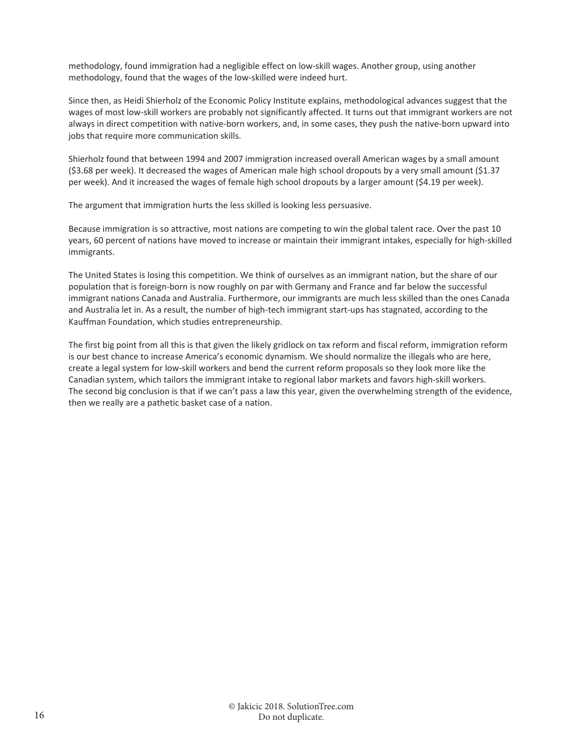methodology, found immigration had a negligible effect on low-skill wages. Another group, using another methodology, found that the wages of the low-skilled were indeed hurt.

Since then, as Heidi Shierholz of the Economic Policy Institute explains, methodological advances suggest that the wages of most low-skill workers are probably not significantly affected. It turns out that immigrant workers are not always in direct competition with native-born workers, and, in some cases, they push the native-born upward into jobs that require more communication skills.

Shierholz found that between 1994 and 2007 immigration increased overall American wages by a small amount ($3.68 per week). It decreased the wages of American male high school dropouts by a very small amount ($1.37 per week). And it increased the wages of female high school dropouts by a larger amount ($4.19 per week).

The argument that immigration hurts the less skilled is looking less persuasive.

Because immigration is so attractive, most nations are competing to win the global talent race. Over the past 10 years, 60 percent of nations have moved to increase or maintain their immigrant intakes, especially for high-skilled immigrants.

The United States is losing this competition. We think of ourselves as an immigrant nation, but the share of our population that is foreign-born is now roughly on par with Germany and France and far below the successful immigrant nations Canada and Australia. Furthermore, our immigrants are much less skilled than the ones Canada and Australia let in. As a result, the number of high-tech immigrant start-ups has stagnated, according to the Kauffman Foundation, which studies entrepreneurship.

The first big point from all this is that given the likely gridlock on tax reform and fiscal reform, immigration reform is our best chance to increase America's economic dynamism. We should normalize the illegals who are here, create a legal system for low-skill workers and bend the current reform proposals so they look more like the Canadian system, which tailors the immigrant intake to regional labor markets and favors high-skill workers. The second big conclusion is that if we can't pass a law this year, given the overwhelming strength of the evidence, then we really are a pathetic basket case of a nation.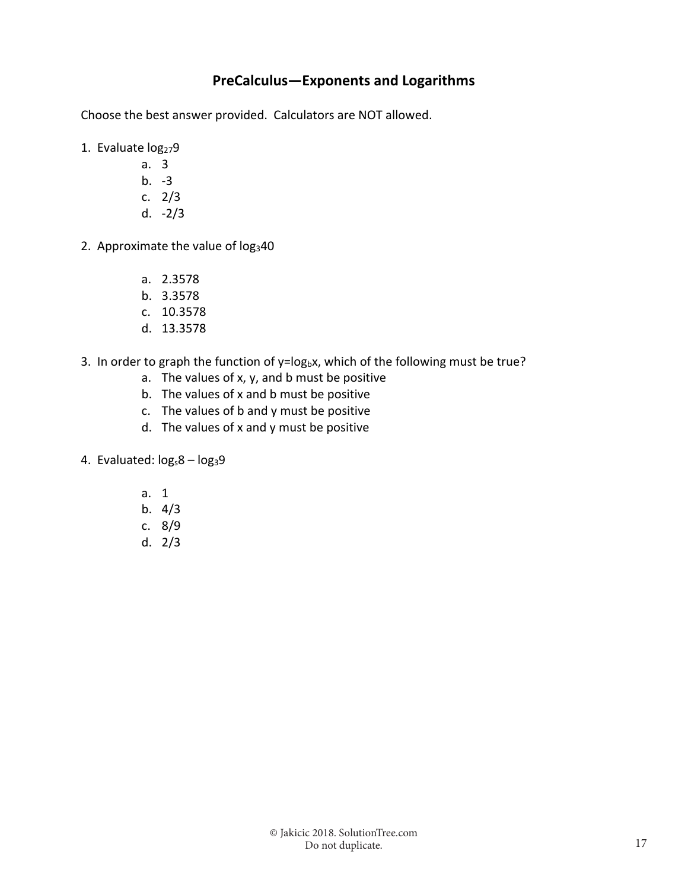## PreCalculus—Exponents and Logarithms

Choose the best answer provided. Calculators are NOT allowed.

1. Evaluate $\log_{27}9$
   a. 3
   b. -3
   c. 2/3
   d. -2/3

2. Approximate the value of $\log_{3}40$
   a. 2.3578
   b. 3.3578
   c. 10.3578
   d. 13.3578

3. In order to graph the function of $y=\log_{b}x$, which of the following must be true?
   a. The values of x, y, and b must be positive
   b. The values of x and b must be positive
   c. The values of b and y must be positive
   d. The values of x and y must be positive

4. Evaluated: $\log_{s}8 - \log_{3}9$
   a. 1
   b. 4/3
   c. 8/9
   d. 2/3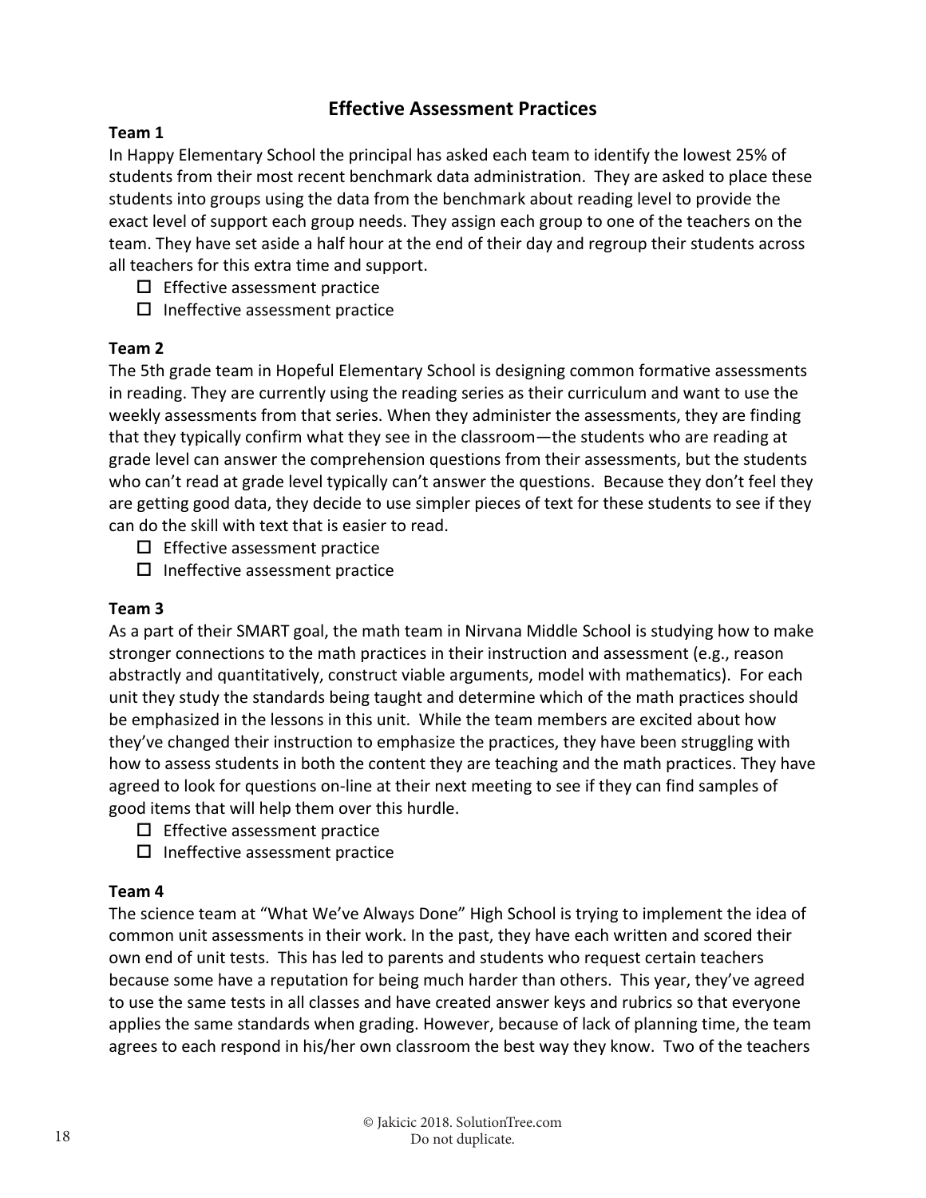## Effective Assessment Practices

**Team 1**

In Happy Elementary School the principal has asked each team to identify the lowest 25% of students from their most recent benchmark data administration. They are asked to place these students into groups using the data from the benchmark about reading level to provide the exact level of support each group needs. They assign each group to one of the teachers on the team. They have set aside a half hour at the end of their day and regroup their students across all teachers for this extra time and support.

- ☐ Effective assessment practice
- ☐ Ineffective assessment practice

**Team 2**

The 5th grade team in Hopeful Elementary School is designing common formative assessments in reading. They are currently using the reading series as their curriculum and want to use the weekly assessments from that series. When they administer the assessments, they are finding that they typically confirm what they see in the classroom—the students who are reading at grade level can answer the comprehension questions from their assessments, but the students who can't read at grade level typically can't answer the questions. Because they don't feel they are getting good data, they decide to use simpler pieces of text for these students to see if they can do the skill with text that is easier to read.

- ☐ Effective assessment practice
- ☐ Ineffective assessment practice

**Team 3**

As a part of their SMART goal, the math team in Nirvana Middle School is studying how to make stronger connections to the math practices in their instruction and assessment (e.g., reason abstractly and quantitatively, construct viable arguments, model with mathematics). For each unit they study the standards being taught and determine which of the math practices should be emphasized in the lessons in this unit. While the team members are excited about how they've changed their instruction to emphasize the practices, they have been struggling with how to assess students in both the content they are teaching and the math practices. They have agreed to look for questions on-line at their next meeting to see if they can find samples of good items that will help them over this hurdle.

- ☐ Effective assessment practice
- ☐ Ineffective assessment practice

**Team 4**

The science team at "What We've Always Done" High School is trying to implement the idea of common unit assessments in their work. In the past, they have each written and scored their own end of unit tests. This has led to parents and students who request certain teachers because some have a reputation for being much harder than others. This year, they've agreed to use the same tests in all classes and have created answer keys and rubrics so that everyone applies the same standards when grading. However, because of lack of planning time, the team agrees to each respond in his/her own classroom the best way they know. Two of the teachers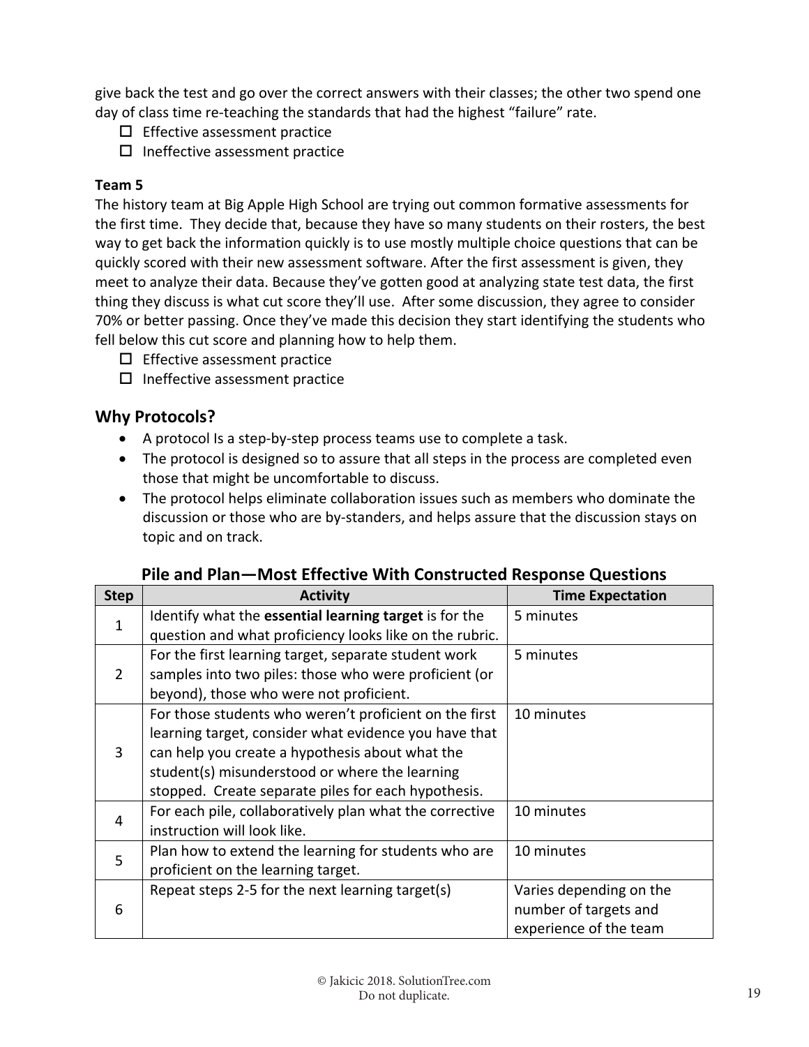give back the test and go over the correct answers with their classes; the other two spend one day of class time re-teaching the standards that had the highest “failure” rate.

- ☐ Effective assessment practice
- ☐ Ineffective assessment practice

**Team 5**

The history team at Big Apple High School are trying out common formative assessments for the first time. They decide that, because they have so many students on their rosters, the best way to get back the information quickly is to use mostly multiple choice questions that can be quickly scored with their new assessment software. After the first assessment is given, they meet to analyze their data. Because they’ve gotten good at analyzing state test data, the first thing they discuss is what cut score they’ll use. After some discussion, they agree to consider 70% or better passing. Once they’ve made this decision they start identifying the students who fell below this cut score and planning how to help them.

- ☐ Effective assessment practice
- ☐ Ineffective assessment practice

## Why Protocols?

- A protocol Is a step-by-step process teams use to complete a task.
- The protocol is designed so to assure that all steps in the process are completed even those that might be uncomfortable to discuss.
- The protocol helps eliminate collaboration issues such as members who dominate the discussion or those who are by-standers, and helps assure that the discussion stays on topic and on track.

### Pile and Plan—Most Effective With Constructed Response Questions

| Step | Activity | Time Expectation |
|---|---|---|
| 1 | Identify what the **essential learning target** is for the question and what proficiency looks like on the rubric. | 5 minutes |
| 2 | For the first learning target, separate student work samples into two piles: those who were proficient (or beyond), those who were not proficient. | 5 minutes |
| 3 | For those students who weren’t proficient on the first learning target, consider what evidence you have that can help you create a hypothesis about what the student(s) misunderstood or where the learning stopped. Create separate piles for each hypothesis. | 10 minutes |
| 4 | For each pile, collaboratively plan what the corrective instruction will look like. | 10 minutes |
| 5 | Plan how to extend the learning for students who are proficient on the learning target. | 10 minutes |
| 6 | Repeat steps 2-5 for the next learning target(s) | Varies depending on the number of targets and experience of the team |

© Jakicic 2018. SolutionTree.com
Do not duplicate.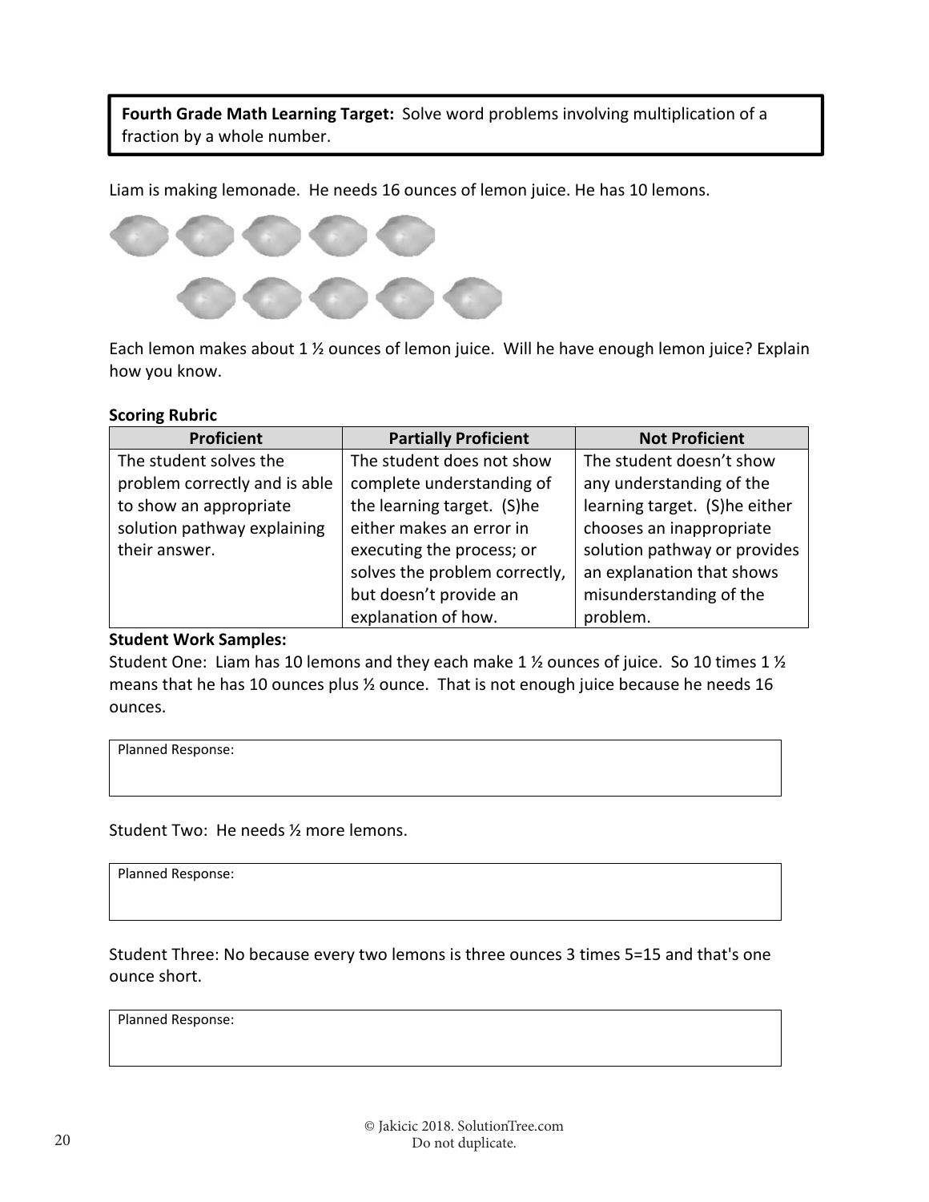**Fourth Grade Math Learning Target:** Solve word problems involving multiplication of a fraction by a whole number.

Liam is making lemonade. He needs 16 ounces of lemon juice. He has 10 lemons.

Each lemon makes about 1 ½ ounces of lemon juice. Will he have enough lemon juice? Explain how you know.

**Scoring Rubric**

| Proficient | Partially Proficient | Not Proficient |
|---|---|---|
| The student solves the problem correctly and is able to show an appropriate solution pathway explaining their answer. | The student does not show complete understanding of the learning target. (S)he either makes an error in executing the process; or solves the problem correctly, but doesn't provide an explanation of how. | The student doesn't show any understanding of the learning target. (S)he either chooses an inappropriate solution pathway or provides an explanation that shows misunderstanding of the problem. |

**Student Work Samples:**

Student One: Liam has 10 lemons and they each make 1 ½ ounces of juice. So 10 times 1 ½ means that he has 10 ounces plus ½ ounce. That is not enough juice because he needs 16 ounces.

Planned Response:

Student Two: He needs ½ more lemons.

Planned Response:

Student Three: No because every two lemons is three ounces 3 times 5=15 and that's one ounce short.

Planned Response:

© Jakicic 2018. SolutionTree.com
Do not duplicate.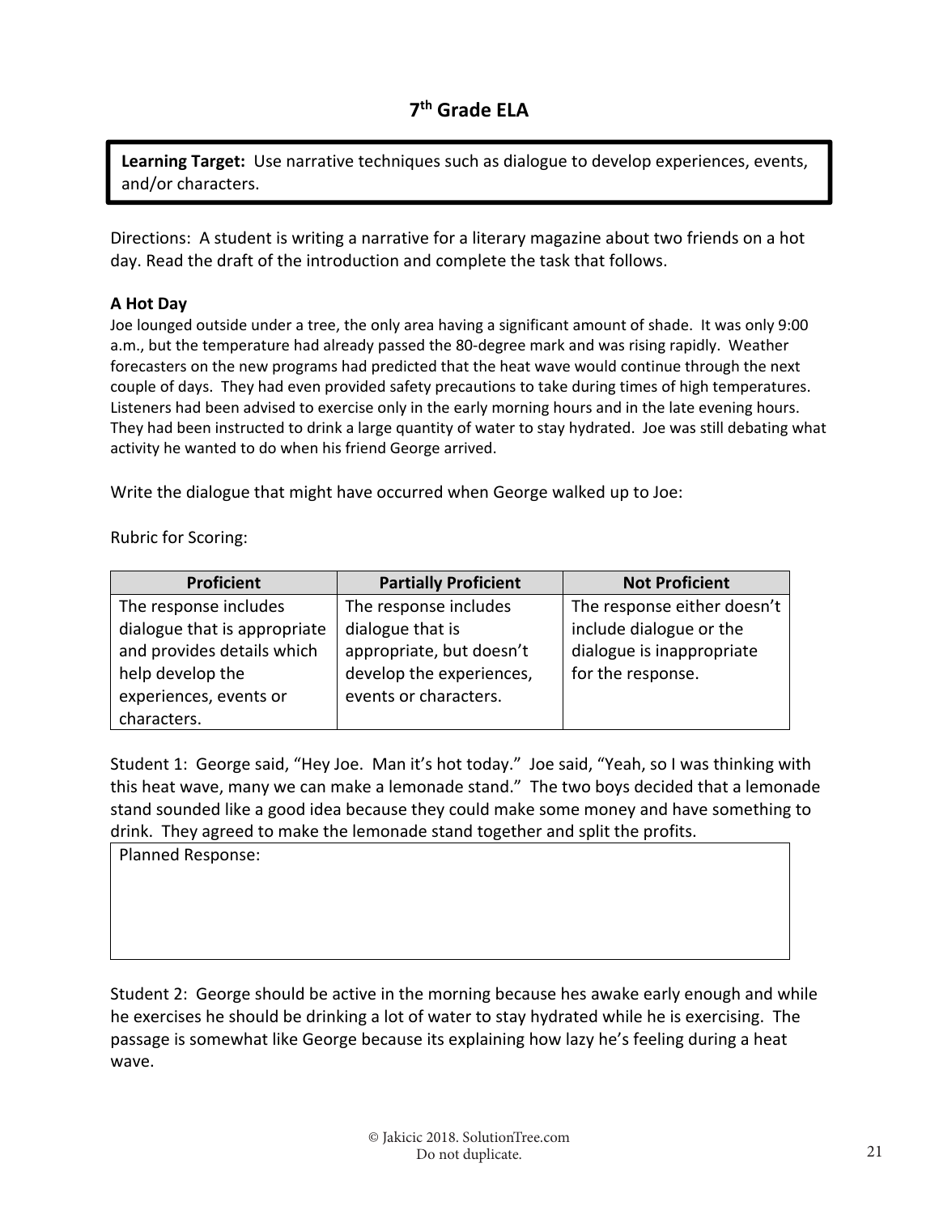## 7th Grade ELA

**Learning Target:** Use narrative techniques such as dialogue to develop experiences, events, and/or characters.

Directions: A student is writing a narrative for a literary magazine about two friends on a hot day. Read the draft of the introduction and complete the task that follows.

**A Hot Day**

Joe lounged outside under a tree, the only area having a significant amount of shade. It was only 9:00 a.m., but the temperature had already passed the 80-degree mark and was rising rapidly. Weather forecasters on the new programs had predicted that the heat wave would continue through the next couple of days. They had even provided safety precautions to take during times of high temperatures. Listeners had been advised to exercise only in the early morning hours and in the late evening hours. They had been instructed to drink a large quantity of water to stay hydrated. Joe was still debating what activity he wanted to do when his friend George arrived.

Write the dialogue that might have occurred when George walked up to Joe:

Rubric for Scoring:

| Proficient | Partially Proficient | Not Proficient |
|---|---|---|
| The response includes dialogue that is appropriate and provides details which help develop the experiences, events or characters. | The response includes dialogue that is appropriate, but doesn't develop the experiences, events or characters. | The response either doesn't include dialogue or the dialogue is inappropriate for the response. |

Student 1: George said, "Hey Joe. Man it's hot today." Joe said, "Yeah, so I was thinking with this heat wave, many we can make a lemonade stand." The two boys decided that a lemonade stand sounded like a good idea because they could make some money and have something to drink. They agreed to make the lemonade stand together and split the profits.

| Planned Response: |
|---|
| |

Student 2: George should be active in the morning because hes awake early enough and while he exercises he should be drinking a lot of water to stay hydrated while he is exercising. The passage is somewhat like George because its explaining how lazy he's feeling during a heat wave.

© Jakicic 2018. SolutionTree.com
Do not duplicate.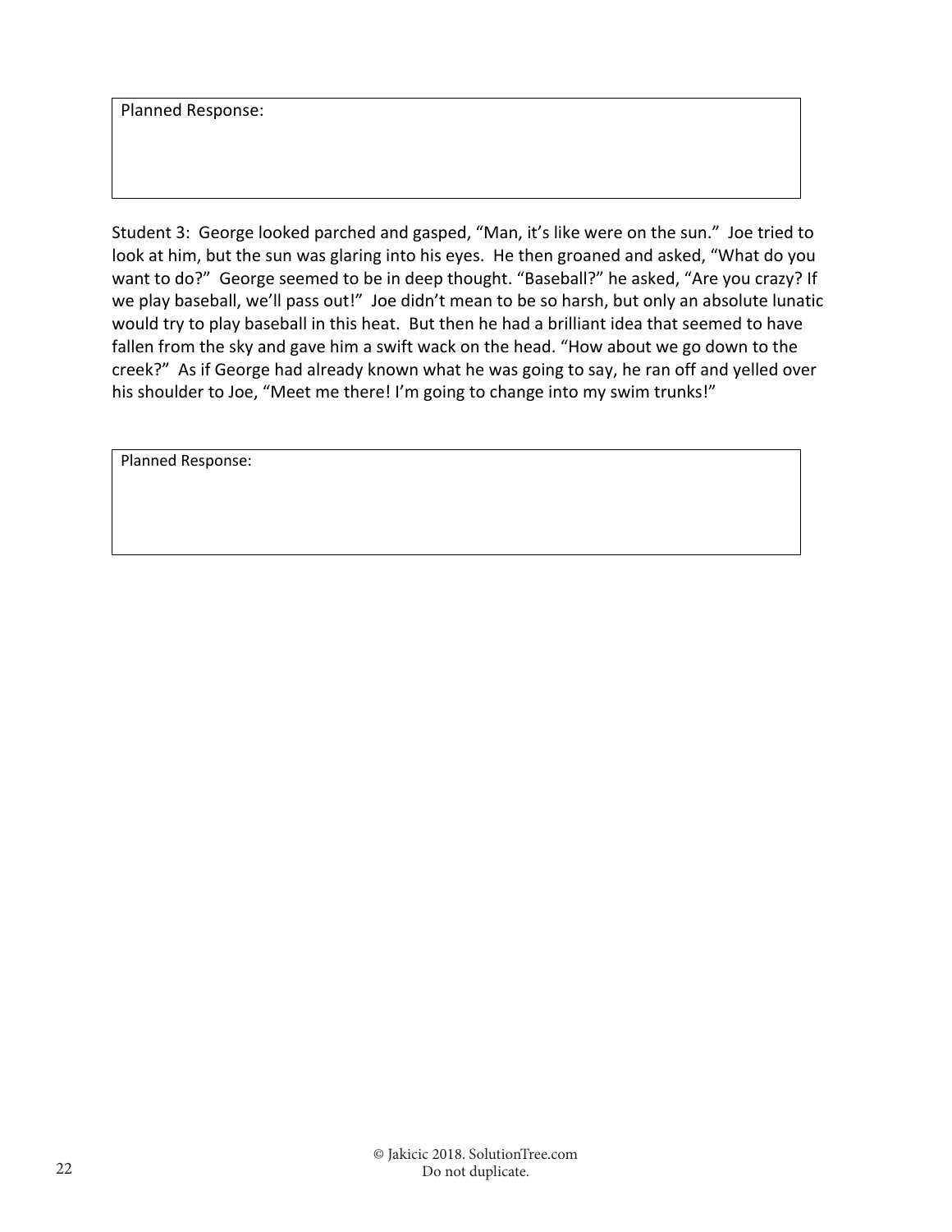Planned Response:

Student 3: George looked parched and gasped, "Man, it's like were on the sun." Joe tried to look at him, but the sun was glaring into his eyes. He then groaned and asked, "What do you want to do?" George seemed to be in deep thought. "Baseball?" he asked, "Are you crazy? If we play baseball, we'll pass out!" Joe didn't mean to be so harsh, but only an absolute lunatic would try to play baseball in this heat. But then he had a brilliant idea that seemed to have fallen from the sky and gave him a swift wack on the head. "How about we go down to the creek?" As if George had already known what he was going to say, he ran off and yelled over his shoulder to Joe, "Meet me there! I'm going to change into my swim trunks!"

Planned Response:

© Jakicic 2018. SolutionTree.com
Do not duplicate.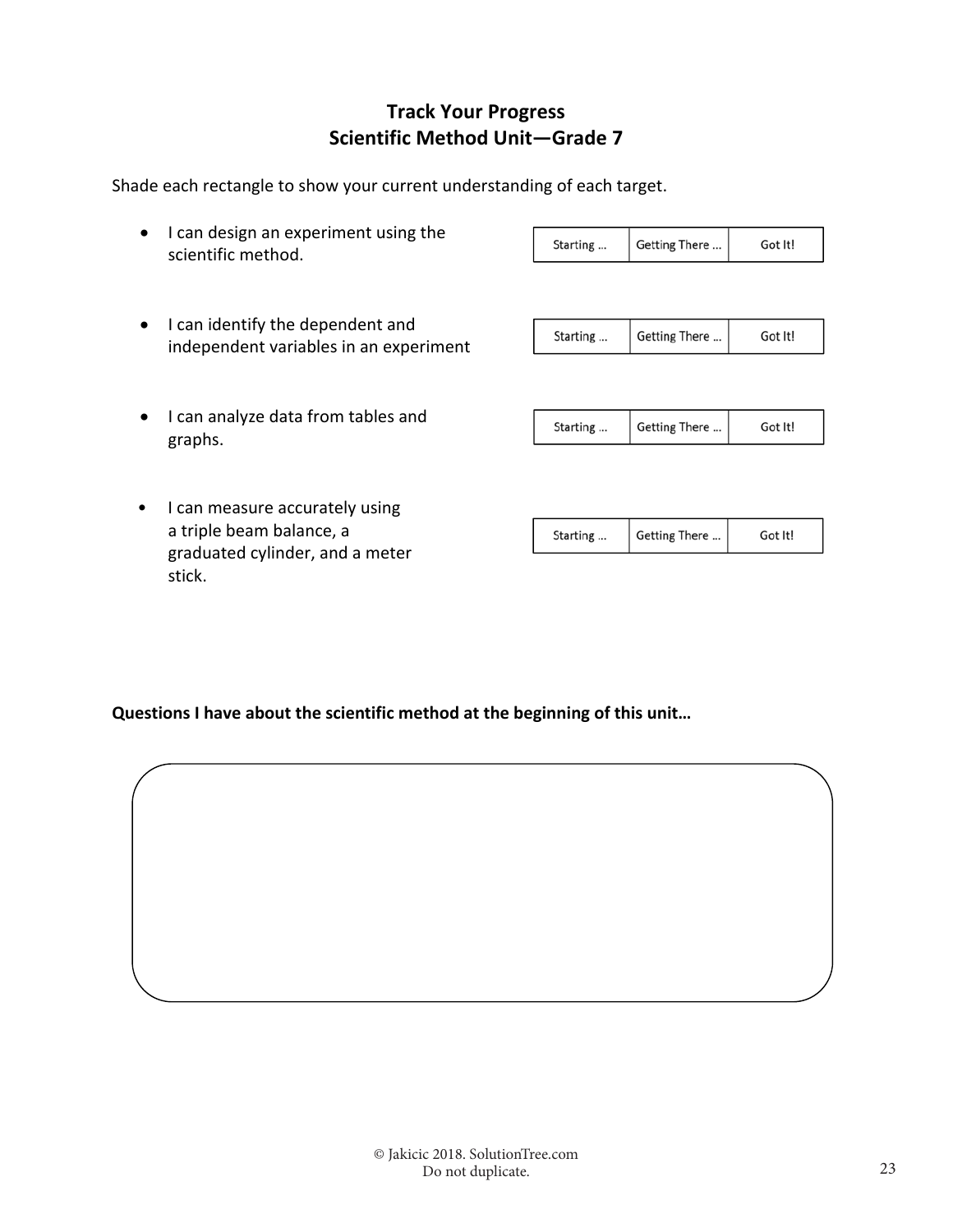## Track Your Progress
## Scientific Method Unit—Grade 7

Shade each rectangle to show your current understanding of each target.

- I can design an experiment using the scientific method.

| Starting … | Getting There … | Got It! |
|---|---|---|

- I can identify the dependent and independent variables in an experiment

| Starting … | Getting There … | Got It! |
|---|---|---|

- I can analyze data from tables and graphs.

| Starting … | Getting There … | Got It! |
|---|---|---|

- I can measure accurately using a triple beam balance, a graduated cylinder, and a meter stick.

| Starting … | Getting There … | Got It! |
|---|---|---|

**Questions I have about the scientific method at the beginning of this unit…**

© Jakicic 2018. SolutionTree.com
Do not duplicate.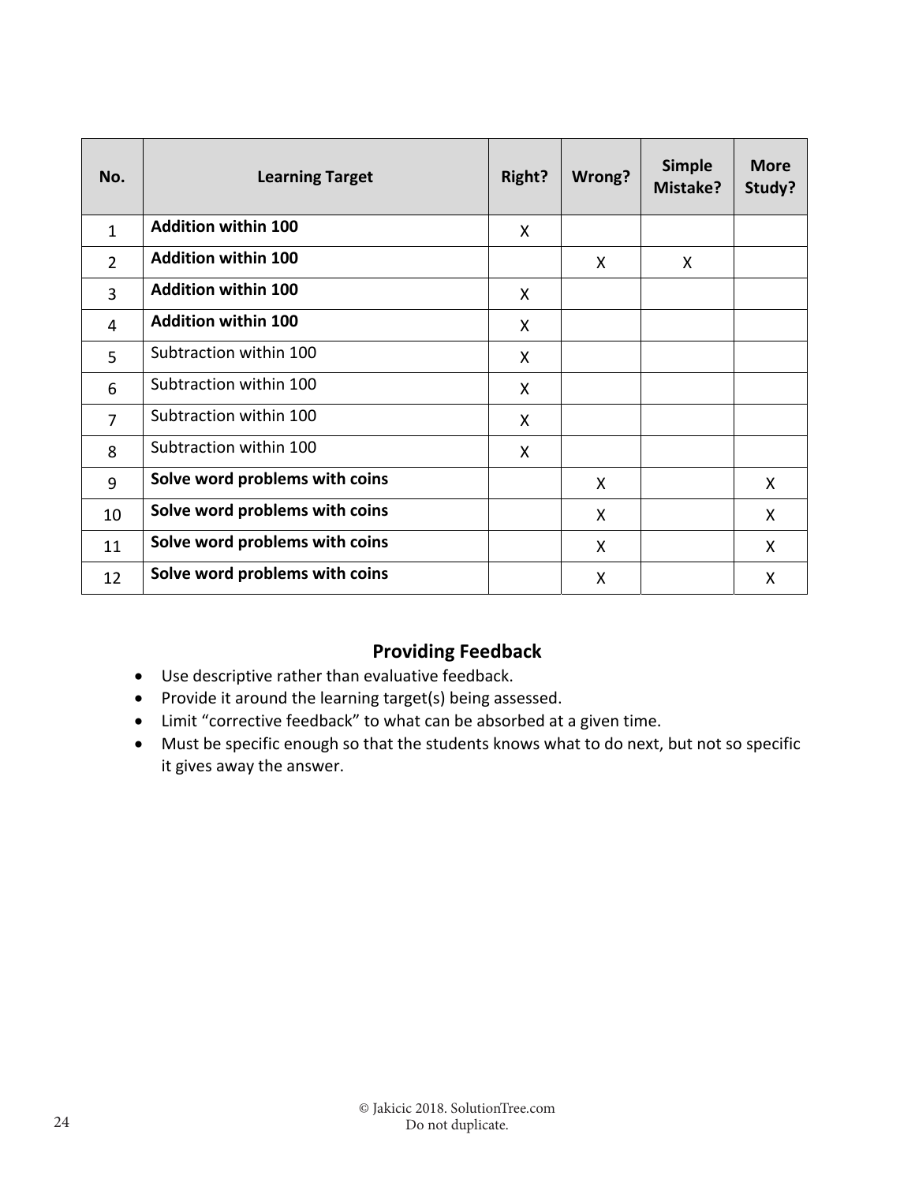| No. | Learning Target | Right? | Wrong? | Simple Mistake? | More Study? |
|---|---|---|---|---|---|
| 1 | **Addition within 100** | X | | | |
| 2 | **Addition within 100** | | X | X | |
| 3 | **Addition within 100** | X | | | |
| 4 | **Addition within 100** | X | | | |
| 5 | Subtraction within 100 | X | | | |
| 6 | Subtraction within 100 | X | | | |
| 7 | Subtraction within 100 | X | | | |
| 8 | Subtraction within 100 | X | | | |
| 9 | **Solve word problems with coins** | | X | | X |
| 10 | **Solve word problems with coins** | | X | | X |
| 11 | **Solve word problems with coins** | | X | | X |
| 12 | **Solve word problems with coins** | | X | | X |

## Providing Feedback

- Use descriptive rather than evaluative feedback.
- Provide it around the learning target(s) being assessed.
- Limit "corrective feedback" to what can be absorbed at a given time.
- Must be specific enough so that the students knows what to do next, but not so specific it gives away the answer.

© Jakicic 2018. SolutionTree.com
Do not duplicate.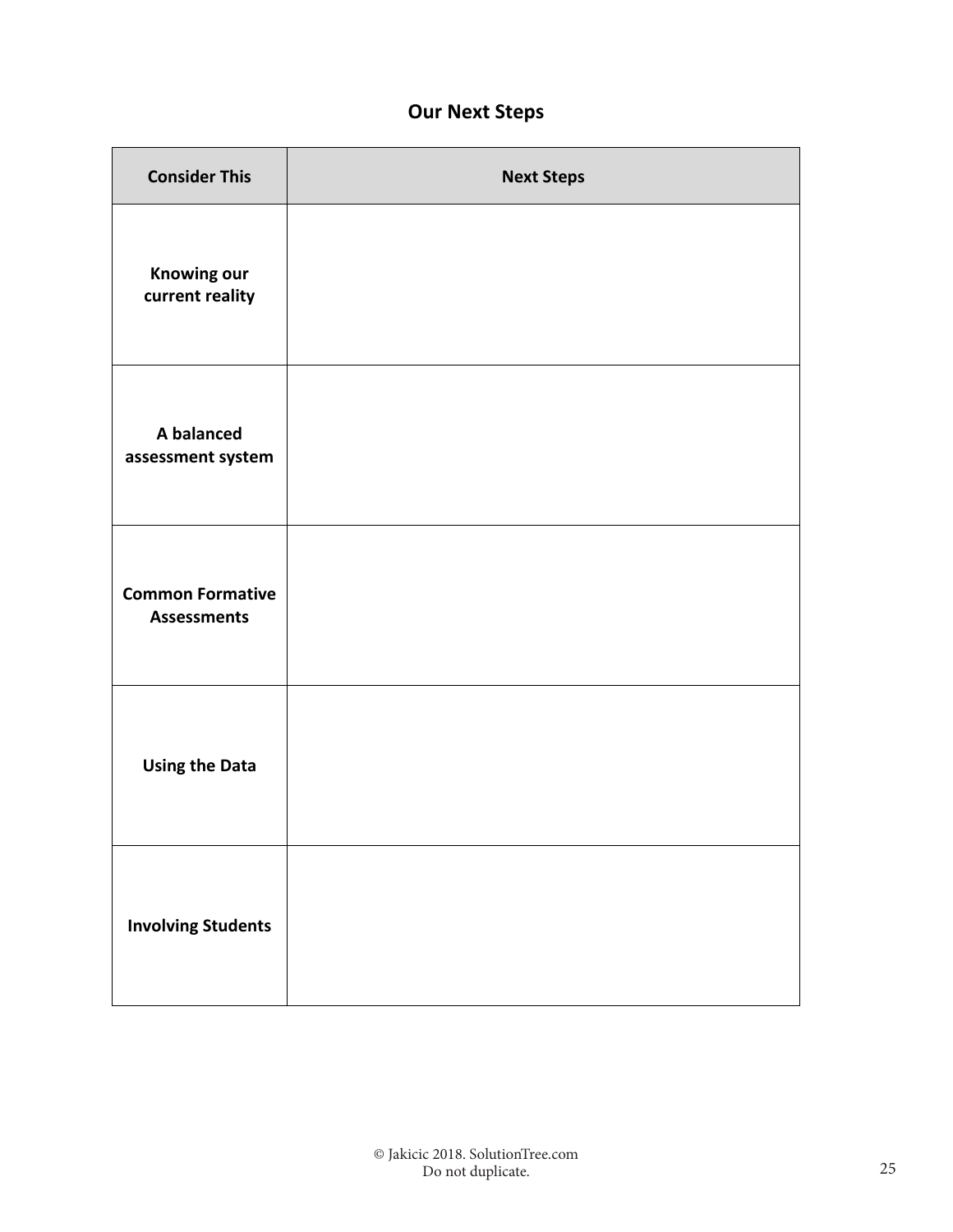## Our Next Steps

| Consider This | Next Steps |
| --- | --- |
| **Knowing our current reality** | |
| **A balanced assessment system** | |
| **Common Formative Assessments** | |
| **Using the Data** | |
| **Involving Students** | |

© Jakicic 2018. SolutionTree.com
Do not duplicate.